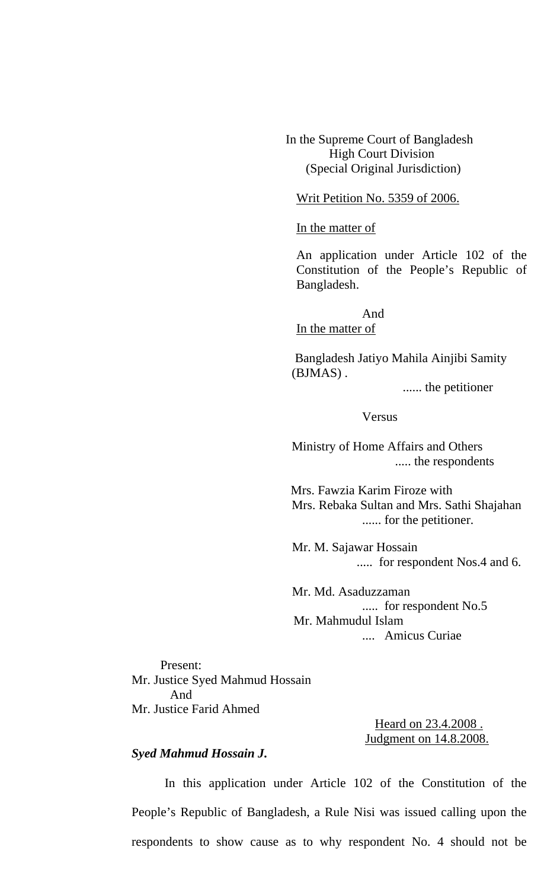In the Supreme Court of Bangladesh
High Court Division
(Special Original Jurisdiction)

Writ Petition No. 5359 of 2006.

In the matter of

An application under Article 102 of the Constitution of the People's Republic of Bangladesh.

And

In the matter of

Bangladesh Jatiyo Mahila Ainjibi Samity (BJMAS) .

...... the petitioner

Versus

Ministry of Home Affairs and Others

..... the respondents

Mrs. Fawzia Karim Firoze with
Mrs. Rebaka Sultan and Mrs. Sathi Shajahan

...... for the petitioner.

Mr. M. Sajawar Hossain

..... for respondent Nos.4 and 6.

Mr. Md. Asaduzzaman

..... for respondent No.5

Mr. Mahmudul Islam

.... Amicus Curiae

Present:
Mr. Justice Syed Mahmud Hossain
And
Mr. Justice Farid Ahmed

Heard on 23.4.2008 .
Judgment on 14.8.2008.

***Syed Mahmud Hossain J.***

In this application under Article 102 of the Constitution of the People's Republic of Bangladesh, a Rule Nisi was issued calling upon the respondents to show cause as to why respondent No. 4 should not be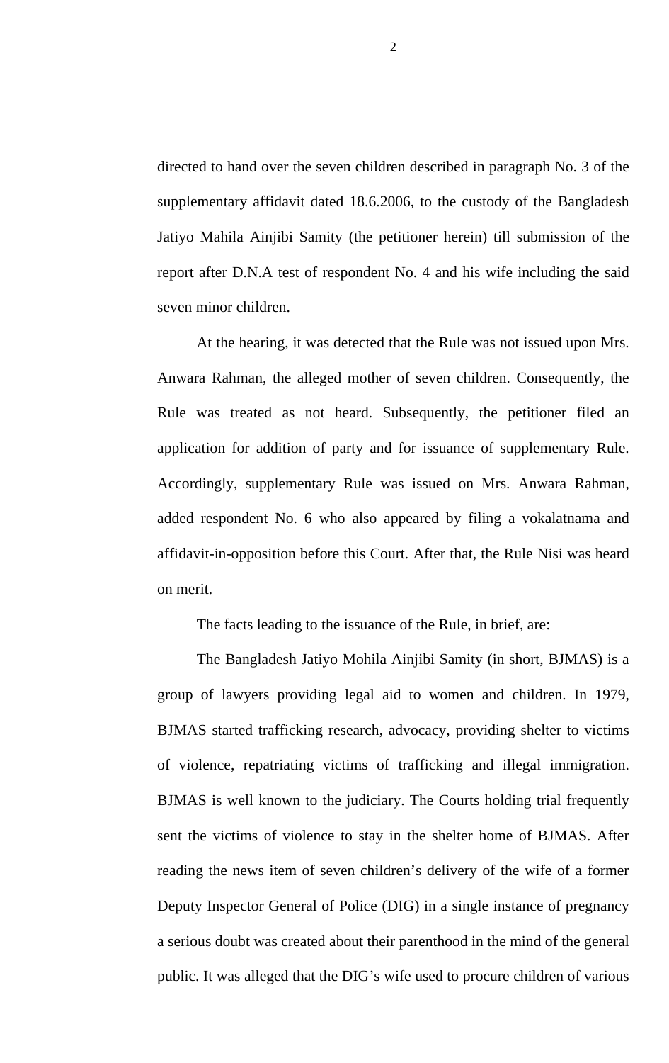directed to hand over the seven children described in paragraph No. 3 of the supplementary affidavit dated 18.6.2006, to the custody of the Bangladesh Jatiyo Mahila Ainjibi Samity (the petitioner herein) till submission of the report after D.N.A test of respondent No. 4 and his wife including the said seven minor children.

At the hearing, it was detected that the Rule was not issued upon Mrs. Anwara Rahman, the alleged mother of seven children. Consequently, the Rule was treated as not heard. Subsequently, the petitioner filed an application for addition of party and for issuance of supplementary Rule. Accordingly, supplementary Rule was issued on Mrs. Anwara Rahman, added respondent No. 6 who also appeared by filing a vokalatnama and affidavit-in-opposition before this Court. After that, the Rule Nisi was heard on merit.

The facts leading to the issuance of the Rule, in brief, are:

The Bangladesh Jatiyo Mohila Ainjibi Samity (in short, BJMAS) is a group of lawyers providing legal aid to women and children. In 1979, BJMAS started trafficking research, advocacy, providing shelter to victims of violence, repatriating victims of trafficking and illegal immigration. BJMAS is well known to the judiciary. The Courts holding trial frequently sent the victims of violence to stay in the shelter home of BJMAS. After reading the news item of seven children's delivery of the wife of a former Deputy Inspector General of Police (DIG) in a single instance of pregnancy a serious doubt was created about their parenthood in the mind of the general public. It was alleged that the DIG's wife used to procure children of various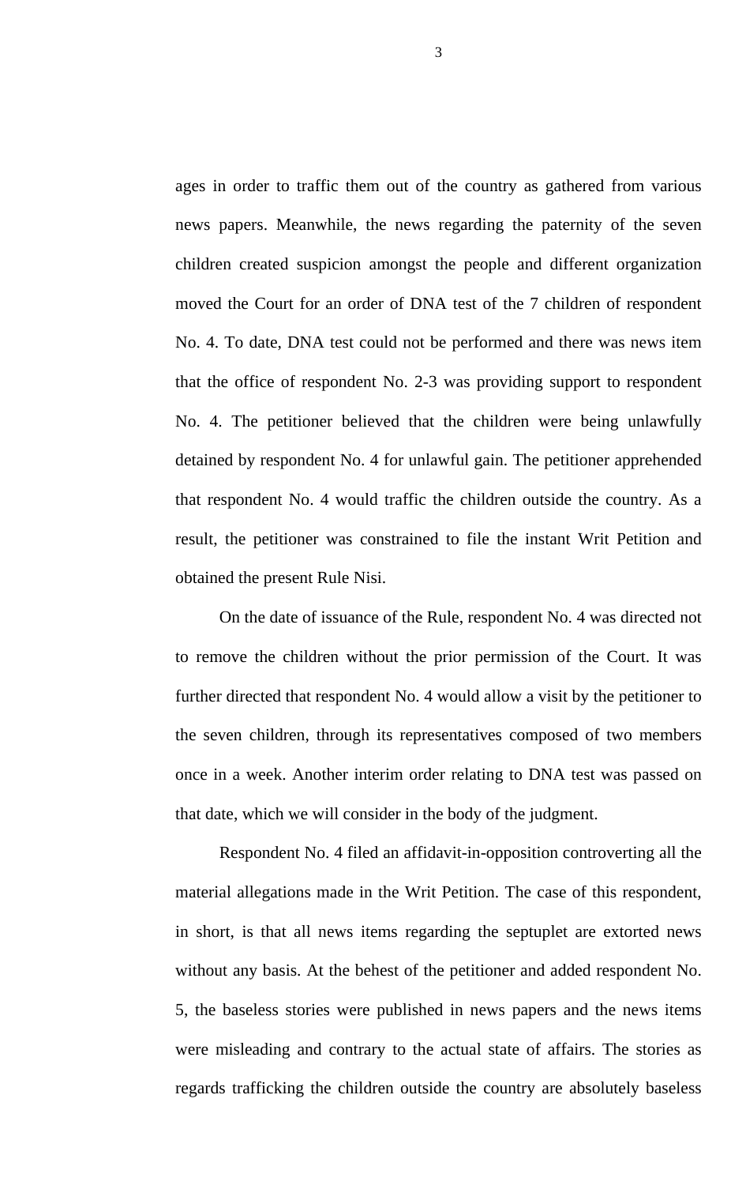ages in order to traffic them out of the country as gathered from various news papers. Meanwhile, the news regarding the paternity of the seven children created suspicion amongst the people and different organization moved the Court for an order of DNA test of the 7 children of respondent No. 4. To date, DNA test could not be performed and there was news item that the office of respondent No. 2-3 was providing support to respondent No. 4. The petitioner believed that the children were being unlawfully detained by respondent No. 4 for unlawful gain. The petitioner apprehended that respondent No. 4 would traffic the children outside the country. As a result, the petitioner was constrained to file the instant Writ Petition and obtained the present Rule Nisi.

On the date of issuance of the Rule, respondent No. 4 was directed not to remove the children without the prior permission of the Court. It was further directed that respondent No. 4 would allow a visit by the petitioner to the seven children, through its representatives composed of two members once in a week. Another interim order relating to DNA test was passed on that date, which we will consider in the body of the judgment.

Respondent No. 4 filed an affidavit-in-opposition controverting all the material allegations made in the Writ Petition. The case of this respondent, in short, is that all news items regarding the septuplet are extorted news without any basis. At the behest of the petitioner and added respondent No. 5, the baseless stories were published in news papers and the news items were misleading and contrary to the actual state of affairs. The stories as regards trafficking the children outside the country are absolutely baseless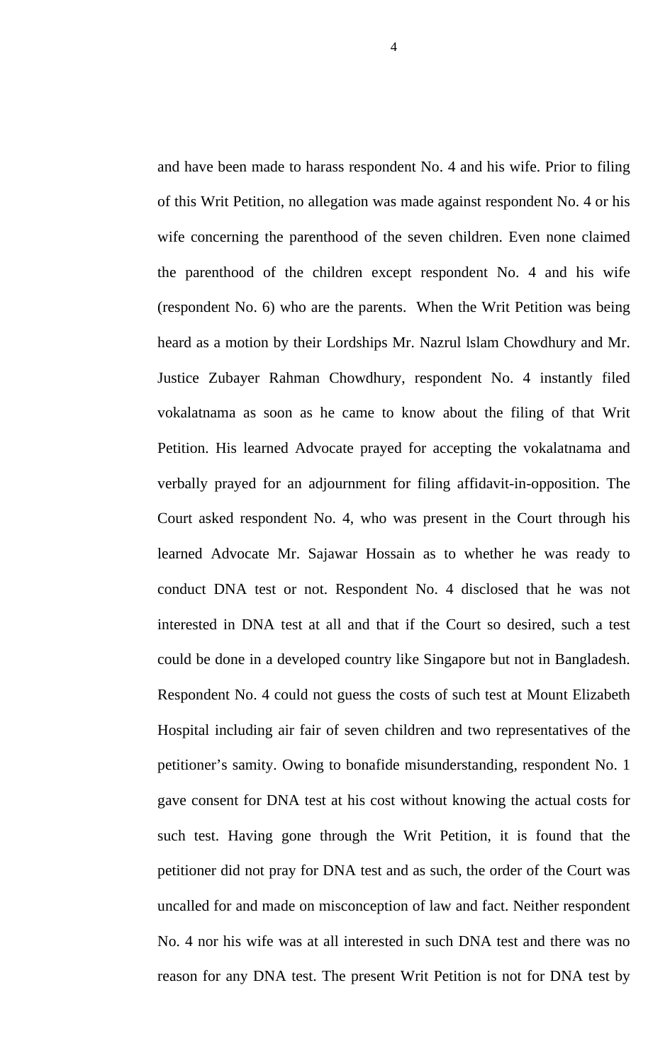and have been made to harass respondent No. 4 and his wife. Prior to filing of this Writ Petition, no allegation was made against respondent No. 4 or his wife concerning the parenthood of the seven children. Even none claimed the parenthood of the children except respondent No. 4 and his wife (respondent No. 6) who are the parents. When the Writ Petition was being heard as a motion by their Lordships Mr. Nazrul lslam Chowdhury and Mr. Justice Zubayer Rahman Chowdhury, respondent No. 4 instantly filed vokalatnama as soon as he came to know about the filing of that Writ Petition. His learned Advocate prayed for accepting the vokalatnama and verbally prayed for an adjournment for filing affidavit-in-opposition. The Court asked respondent No. 4, who was present in the Court through his learned Advocate Mr. Sajawar Hossain as to whether he was ready to conduct DNA test or not. Respondent No. 4 disclosed that he was not interested in DNA test at all and that if the Court so desired, such a test could be done in a developed country like Singapore but not in Bangladesh. Respondent No. 4 could not guess the costs of such test at Mount Elizabeth Hospital including air fair of seven children and two representatives of the petitioner's samity. Owing to bonafide misunderstanding, respondent No. 1 gave consent for DNA test at his cost without knowing the actual costs for such test. Having gone through the Writ Petition, it is found that the petitioner did not pray for DNA test and as such, the order of the Court was uncalled for and made on misconception of law and fact. Neither respondent No. 4 nor his wife was at all interested in such DNA test and there was no reason for any DNA test. The present Writ Petition is not for DNA test by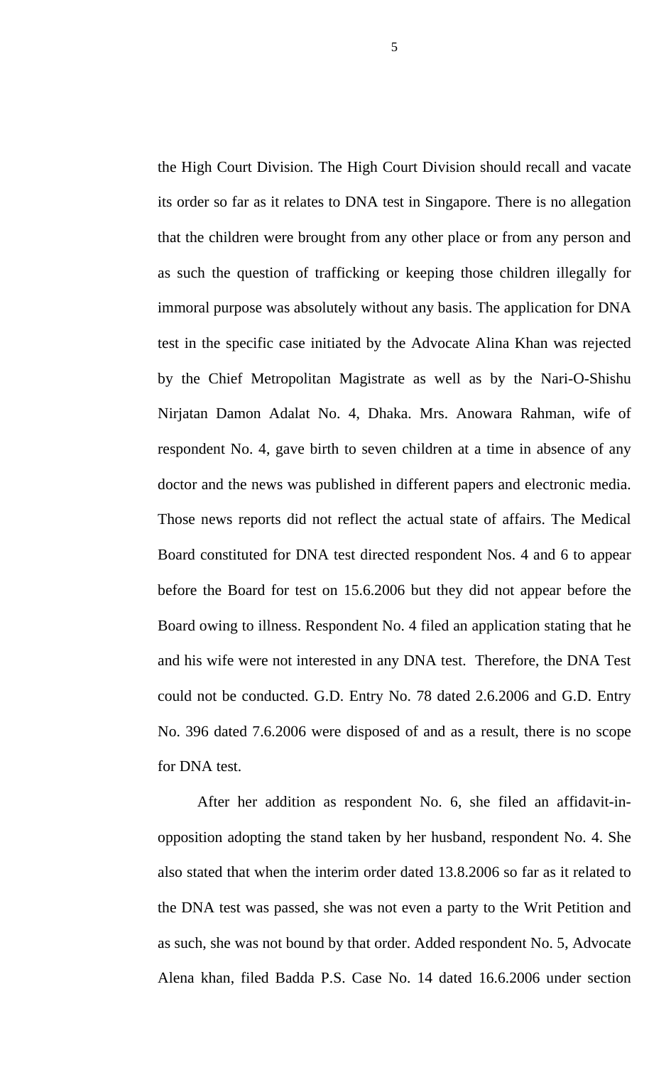the High Court Division. The High Court Division should recall and vacate its order so far as it relates to DNA test in Singapore. There is no allegation that the children were brought from any other place or from any person and as such the question of trafficking or keeping those children illegally for immoral purpose was absolutely without any basis. The application for DNA test in the specific case initiated by the Advocate Alina Khan was rejected by the Chief Metropolitan Magistrate as well as by the Nari-O-Shishu Nirjatan Damon Adalat No. 4, Dhaka. Mrs. Anowara Rahman, wife of respondent No. 4, gave birth to seven children at a time in absence of any doctor and the news was published in different papers and electronic media. Those news reports did not reflect the actual state of affairs. The Medical Board constituted for DNA test directed respondent Nos. 4 and 6 to appear before the Board for test on 15.6.2006 but they did not appear before the Board owing to illness. Respondent No. 4 filed an application stating that he and his wife were not interested in any DNA test. Therefore, the DNA Test could not be conducted. G.D. Entry No. 78 dated 2.6.2006 and G.D. Entry No. 396 dated 7.6.2006 were disposed of and as a result, there is no scope for DNA test.

After her addition as respondent No. 6, she filed an affidavit-in-opposition adopting the stand taken by her husband, respondent No. 4. She also stated that when the interim order dated 13.8.2006 so far as it related to the DNA test was passed, she was not even a party to the Writ Petition and as such, she was not bound by that order. Added respondent No. 5, Advocate Alena khan, filed Badda P.S. Case No. 14 dated 16.6.2006 under section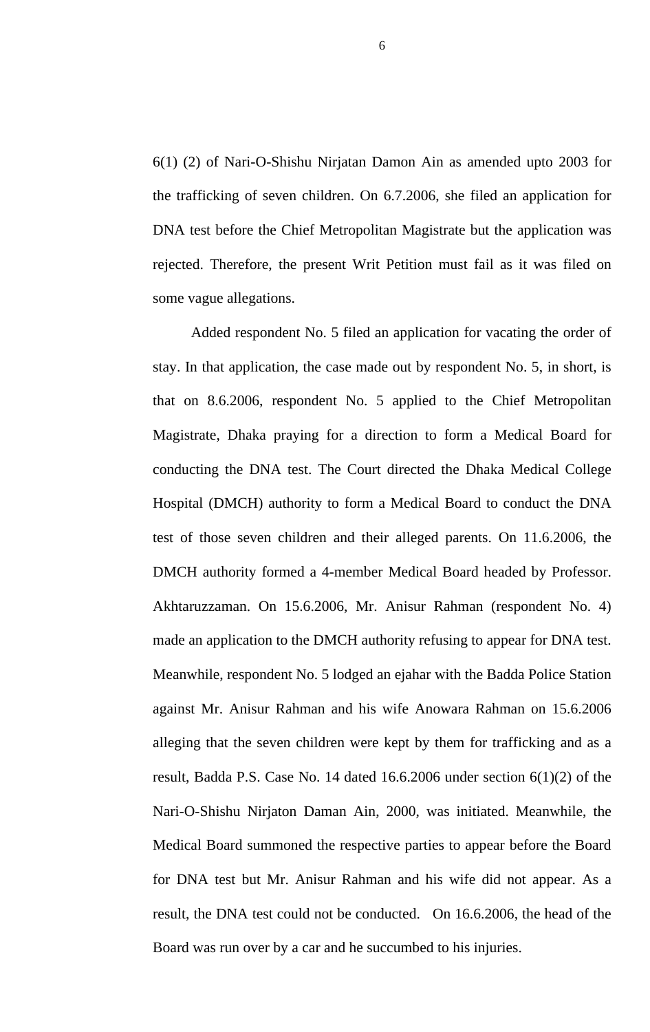6(1) (2) of Nari-O-Shishu Nirjatan Damon Ain as amended upto 2003 for the trafficking of seven children. On 6.7.2006, she filed an application for DNA test before the Chief Metropolitan Magistrate but the application was rejected. Therefore, the present Writ Petition must fail as it was filed on some vague allegations.

Added respondent No. 5 filed an application for vacating the order of stay. In that application, the case made out by respondent No. 5, in short, is that on 8.6.2006, respondent No. 5 applied to the Chief Metropolitan Magistrate, Dhaka praying for a direction to form a Medical Board for conducting the DNA test. The Court directed the Dhaka Medical College Hospital (DMCH) authority to form a Medical Board to conduct the DNA test of those seven children and their alleged parents. On 11.6.2006, the DMCH authority formed a 4-member Medical Board headed by Professor. Akhtaruzzaman. On 15.6.2006, Mr. Anisur Rahman (respondent No. 4) made an application to the DMCH authority refusing to appear for DNA test. Meanwhile, respondent No. 5 lodged an ejahar with the Badda Police Station against Mr. Anisur Rahman and his wife Anowara Rahman on 15.6.2006 alleging that the seven children were kept by them for trafficking and as a result, Badda P.S. Case No. 14 dated 16.6.2006 under section 6(1)(2) of the Nari-O-Shishu Nirjaton Daman Ain, 2000, was initiated. Meanwhile, the Medical Board summoned the respective parties to appear before the Board for DNA test but Mr. Anisur Rahman and his wife did not appear. As a result, the DNA test could not be conducted. On 16.6.2006, the head of the Board was run over by a car and he succumbed to his injuries.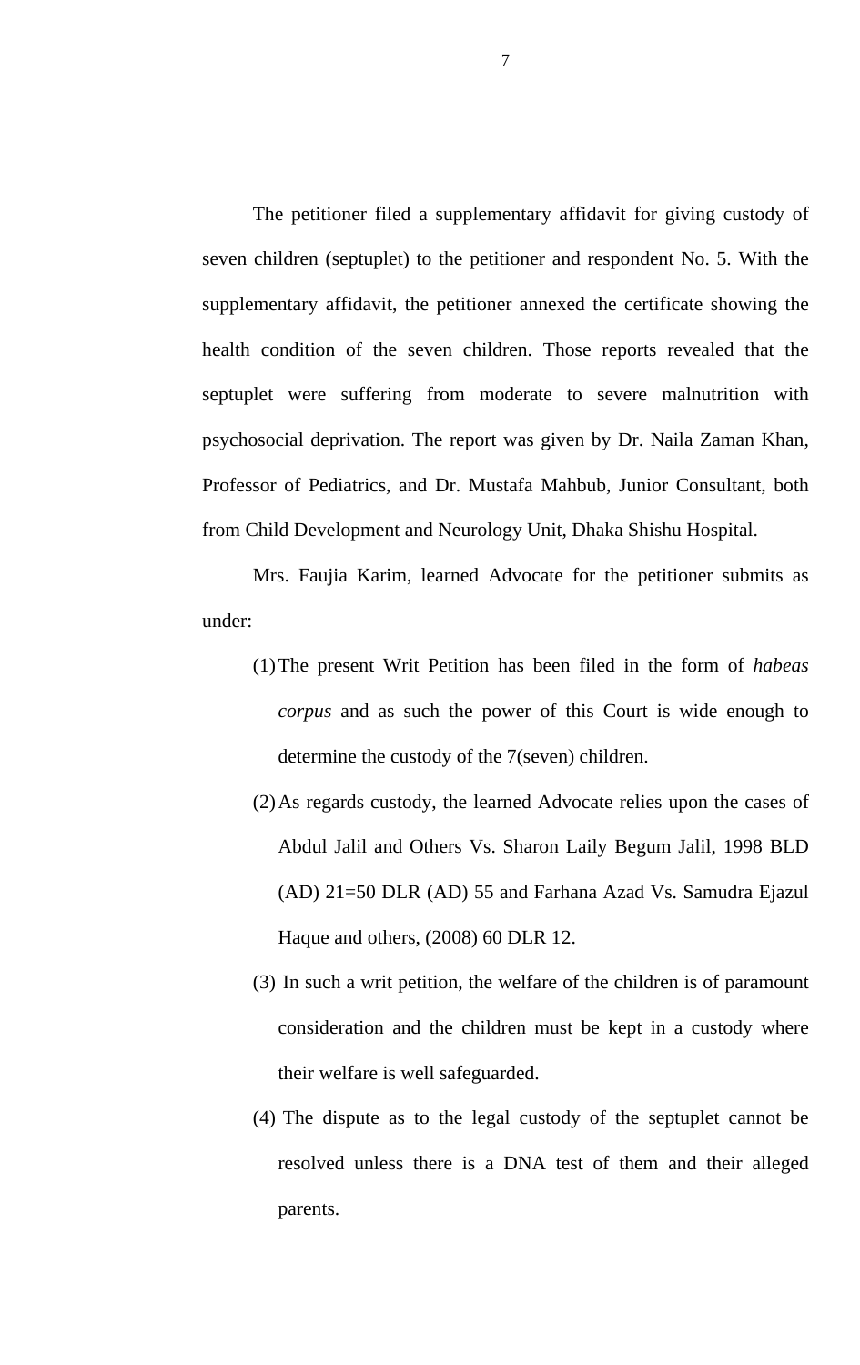The petitioner filed a supplementary affidavit for giving custody of seven children (septuplet) to the petitioner and respondent No. 5. With the supplementary affidavit, the petitioner annexed the certificate showing the health condition of the seven children. Those reports revealed that the septuplet were suffering from moderate to severe malnutrition with psychosocial deprivation. The report was given by Dr. Naila Zaman Khan, Professor of Pediatrics, and Dr. Mustafa Mahbub, Junior Consultant, both from Child Development and Neurology Unit, Dhaka Shishu Hospital.

Mrs. Faujia Karim, learned Advocate for the petitioner submits as under:

(1) The present Writ Petition has been filed in the form of *habeas corpus* and as such the power of this Court is wide enough to determine the custody of the 7(seven) children.

(2) As regards custody, the learned Advocate relies upon the cases of Abdul Jalil and Others Vs. Sharon Laily Begum Jalil, 1998 BLD (AD) 21=50 DLR (AD) 55 and Farhana Azad Vs. Samudra Ejazul Haque and others, (2008) 60 DLR 12.

(3) In such a writ petition, the welfare of the children is of paramount consideration and the children must be kept in a custody where their welfare is well safeguarded.

(4) The dispute as to the legal custody of the septuplet cannot be resolved unless there is a DNA test of them and their alleged parents.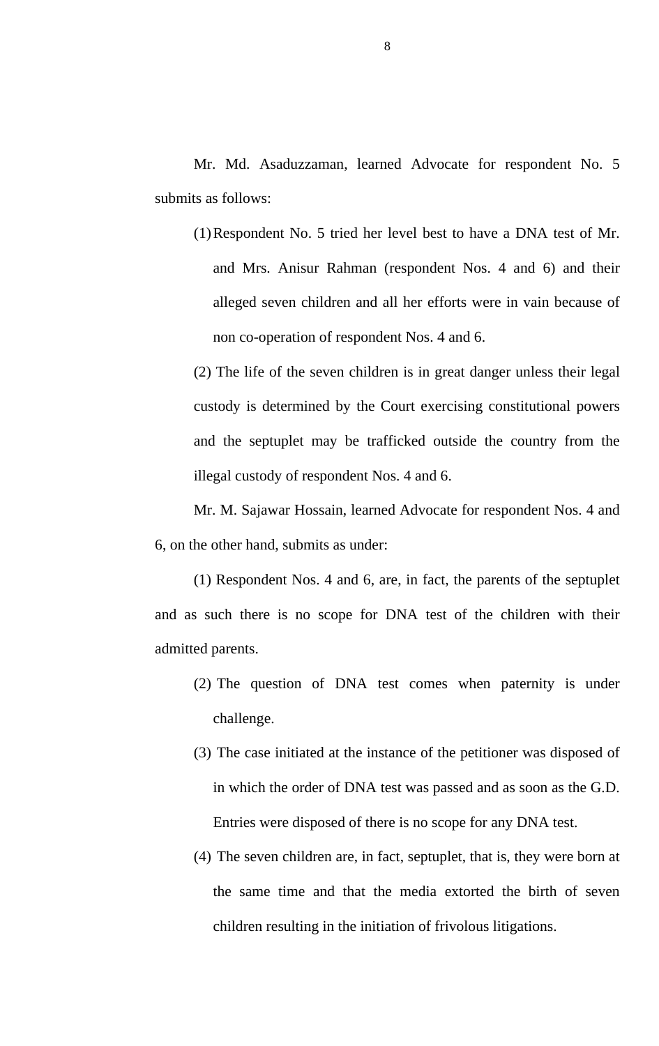Mr. Md. Asaduzzaman, learned Advocate for respondent No. 5 submits as follows:

(1) Respondent No. 5 tried her level best to have a DNA test of Mr. and Mrs. Anisur Rahman (respondent Nos. 4 and 6) and their alleged seven children and all her efforts were in vain because of non co-operation of respondent Nos. 4 and 6.

(2) The life of the seven children is in great danger unless their legal custody is determined by the Court exercising constitutional powers and the septuplet may be trafficked outside the country from the illegal custody of respondent Nos. 4 and 6.

Mr. M. Sajawar Hossain, learned Advocate for respondent Nos. 4 and 6, on the other hand, submits as under:

(1) Respondent Nos. 4 and 6, are, in fact, the parents of the septuplet and as such there is no scope for DNA test of the children with their admitted parents.

(2) The question of DNA test comes when paternity is under challenge.

(3) The case initiated at the instance of the petitioner was disposed of in which the order of DNA test was passed and as soon as the G.D. Entries were disposed of there is no scope for any DNA test.

(4) The seven children are, in fact, septuplet, that is, they were born at the same time and that the media extorted the birth of seven children resulting in the initiation of frivolous litigations.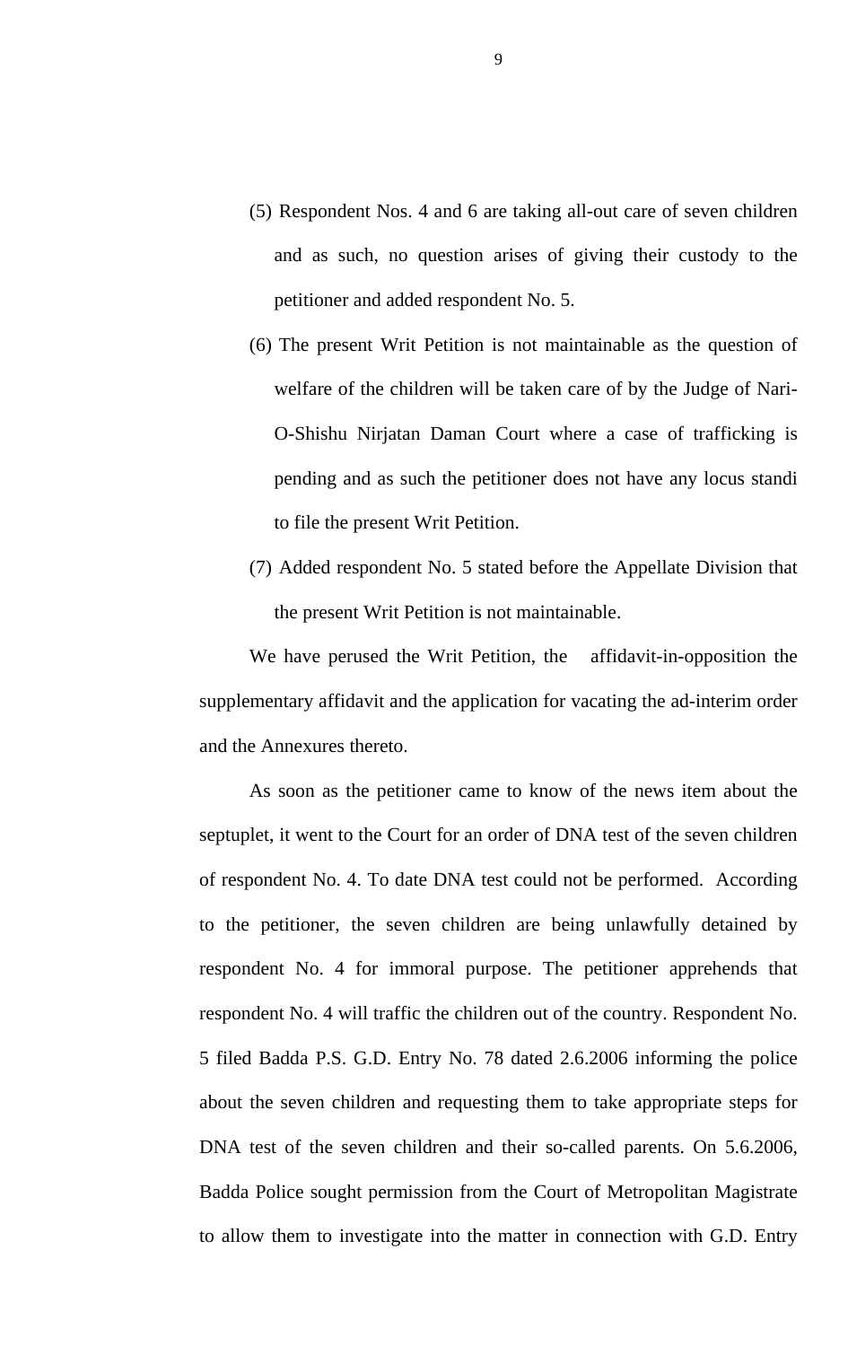(5) Respondent Nos. 4 and 6 are taking all-out care of seven children and as such, no question arises of giving their custody to the petitioner and added respondent No. 5.

(6) The present Writ Petition is not maintainable as the question of welfare of the children will be taken care of by the Judge of Nari-O-Shishu Nirjatan Daman Court where a case of trafficking is pending and as such the petitioner does not have any locus standi to file the present Writ Petition.

(7) Added respondent No. 5 stated before the Appellate Division that the present Writ Petition is not maintainable.

We have perused the Writ Petition, the affidavit-in-opposition the supplementary affidavit and the application for vacating the ad-interim order and the Annexures thereto.

As soon as the petitioner came to know of the news item about the septuplet, it went to the Court for an order of DNA test of the seven children of respondent No. 4. To date DNA test could not be performed. According to the petitioner, the seven children are being unlawfully detained by respondent No. 4 for immoral purpose. The petitioner apprehends that respondent No. 4 will traffic the children out of the country. Respondent No. 5 filed Badda P.S. G.D. Entry No. 78 dated 2.6.2006 informing the police about the seven children and requesting them to take appropriate steps for DNA test of the seven children and their so-called parents. On 5.6.2006, Badda Police sought permission from the Court of Metropolitan Magistrate to allow them to investigate into the matter in connection with G.D. Entry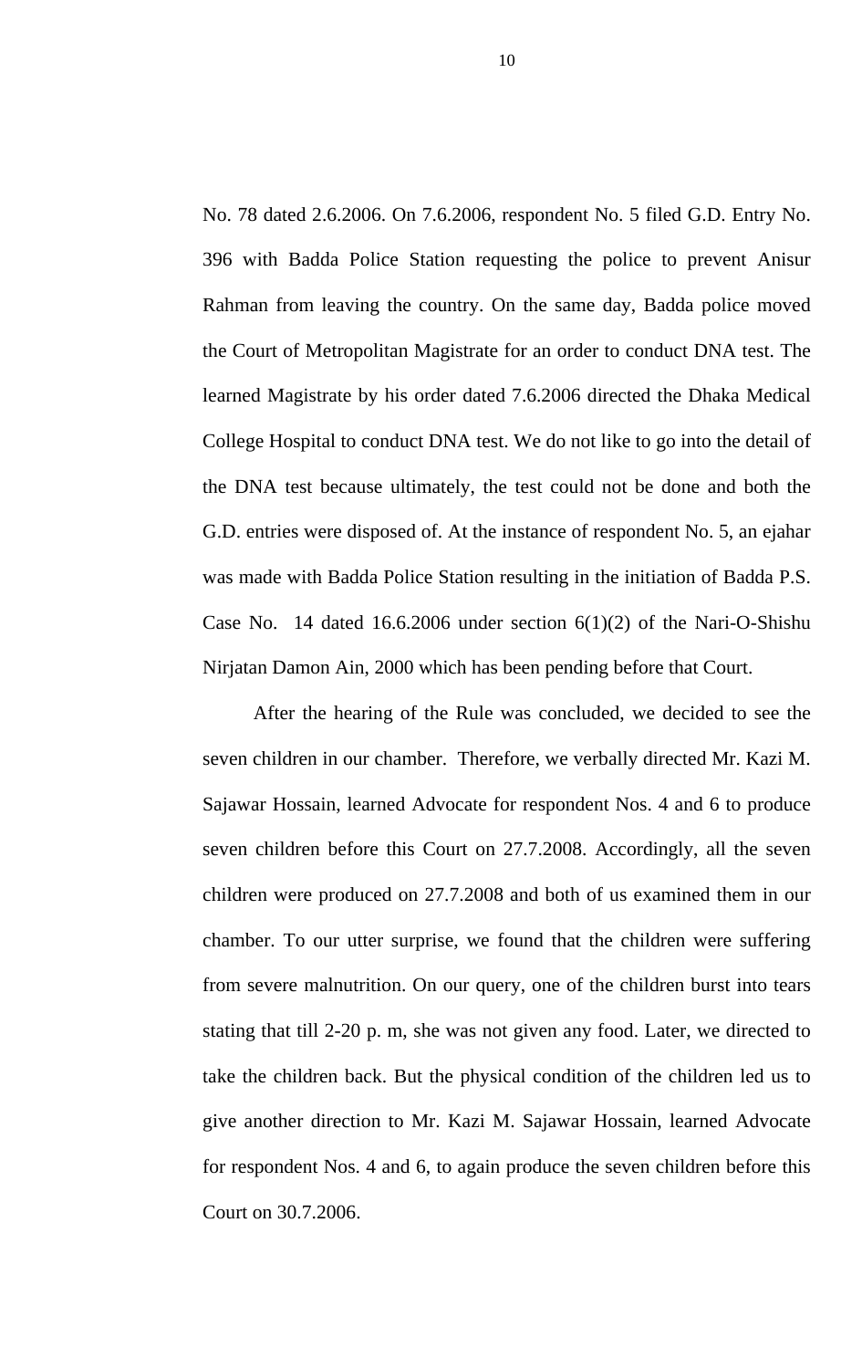No. 78 dated 2.6.2006. On 7.6.2006, respondent No. 5 filed G.D. Entry No. 396 with Badda Police Station requesting the police to prevent Anisur Rahman from leaving the country. On the same day, Badda police moved the Court of Metropolitan Magistrate for an order to conduct DNA test. The learned Magistrate by his order dated 7.6.2006 directed the Dhaka Medical College Hospital to conduct DNA test. We do not like to go into the detail of the DNA test because ultimately, the test could not be done and both the G.D. entries were disposed of. At the instance of respondent No. 5, an ejahar was made with Badda Police Station resulting in the initiation of Badda P.S. Case No.  14 dated 16.6.2006 under section 6(1)(2) of the Nari-O-Shishu Nirjatan Damon Ain, 2000 which has been pending before that Court.

After the hearing of the Rule was concluded, we decided to see the seven children in our chamber.  Therefore, we verbally directed Mr. Kazi M. Sajawar Hossain, learned Advocate for respondent Nos. 4 and 6 to produce seven children before this Court on 27.7.2008. Accordingly, all the seven children were produced on 27.7.2008 and both of us examined them in our chamber. To our utter surprise, we found that the children were suffering from severe malnutrition. On our query, one of the children burst into tears stating that till 2-20 p. m, she was not given any food. Later, we directed to take the children back. But the physical condition of the children led us to give another direction to Mr. Kazi M. Sajawar Hossain, learned Advocate for respondent Nos. 4 and 6, to again produce the seven children before this Court on 30.7.2006.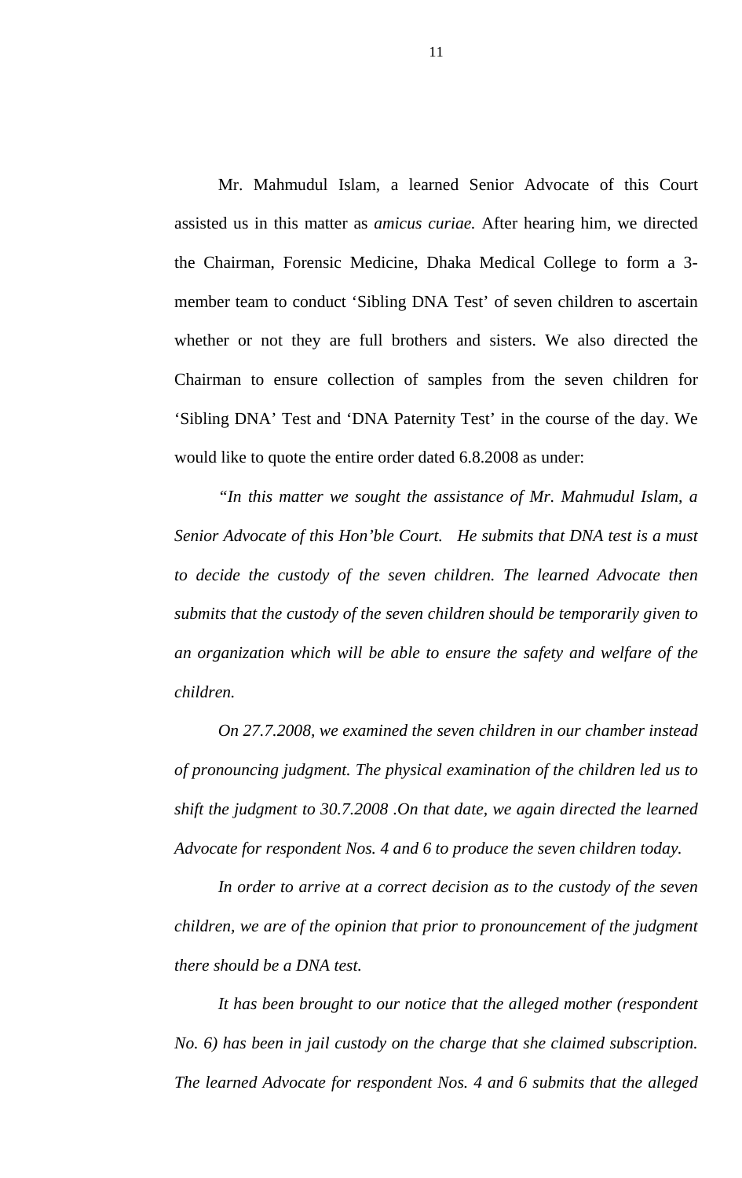Mr. Mahmudul Islam, a learned Senior Advocate of this Court assisted us in this matter as *amicus curiae.* After hearing him, we directed the Chairman, Forensic Medicine, Dhaka Medical College to form a 3-member team to conduct 'Sibling DNA Test' of seven children to ascertain whether or not they are full brothers and sisters. We also directed the Chairman to ensure collection of samples from the seven children for 'Sibling DNA' Test and 'DNA Paternity Test' in the course of the day. We would like to quote the entire order dated 6.8.2008 as under:

*"In this matter we sought the assistance of Mr. Mahmudul Islam, a Senior Advocate of this Hon'ble Court. He submits that DNA test is a must to decide the custody of the seven children. The learned Advocate then submits that the custody of the seven children should be temporarily given to an organization which will be able to ensure the safety and welfare of the children.*

*On 27.7.2008, we examined the seven children in our chamber instead of pronouncing judgment. The physical examination of the children led us to shift the judgment to 30.7.2008 .On that date, we again directed the learned Advocate for respondent Nos. 4 and 6 to produce the seven children today.*

*In order to arrive at a correct decision as to the custody of the seven children, we are of the opinion that prior to pronouncement of the judgment there should be a DNA test.*

*It has been brought to our notice that the alleged mother (respondent No. 6) has been in jail custody on the charge that she claimed subscription. The learned Advocate for respondent Nos. 4 and 6 submits that the alleged*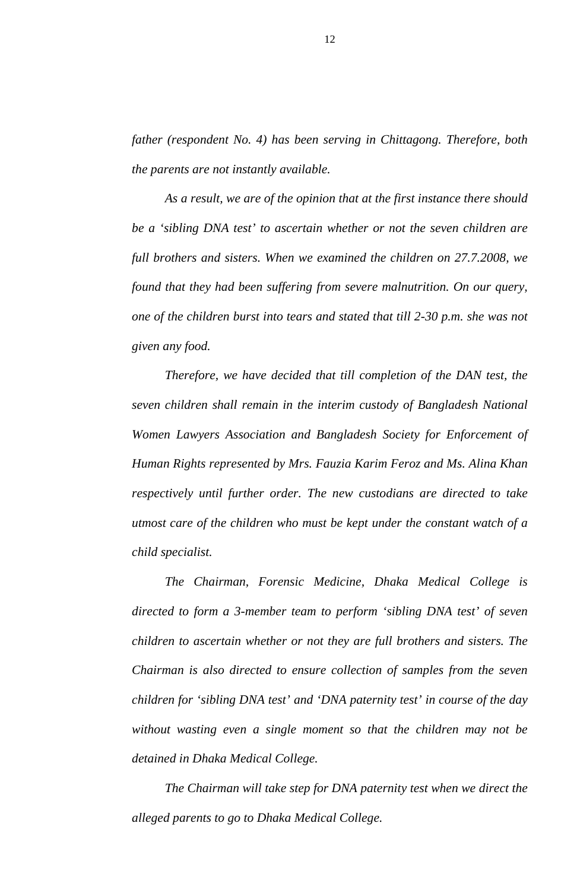*father (respondent No. 4) has been serving in Chittagong. Therefore, both the parents are not instantly available.*

*As a result, we are of the opinion that at the first instance there should be a 'sibling DNA test' to ascertain whether or not the seven children are full brothers and sisters. When we examined the children on 27.7.2008, we found that they had been suffering from severe malnutrition. On our query, one of the children burst into tears and stated that till 2-30 p.m. she was not given any food.*

*Therefore, we have decided that till completion of the DAN test, the seven children shall remain in the interim custody of Bangladesh National Women Lawyers Association and Bangladesh Society for Enforcement of Human Rights represented by Mrs. Fauzia Karim Feroz and Ms. Alina Khan respectively until further order. The new custodians are directed to take utmost care of the children who must be kept under the constant watch of a child specialist.*

*The Chairman, Forensic Medicine, Dhaka Medical College is directed to form a 3-member team to perform 'sibling DNA test' of seven children to ascertain whether or not they are full brothers and sisters. The Chairman is also directed to ensure collection of samples from the seven children for 'sibling DNA test' and 'DNA paternity test' in course of the day without wasting even a single moment so that the children may not be detained in Dhaka Medical College.*

*The Chairman will take step for DNA paternity test when we direct the alleged parents to go to Dhaka Medical College.*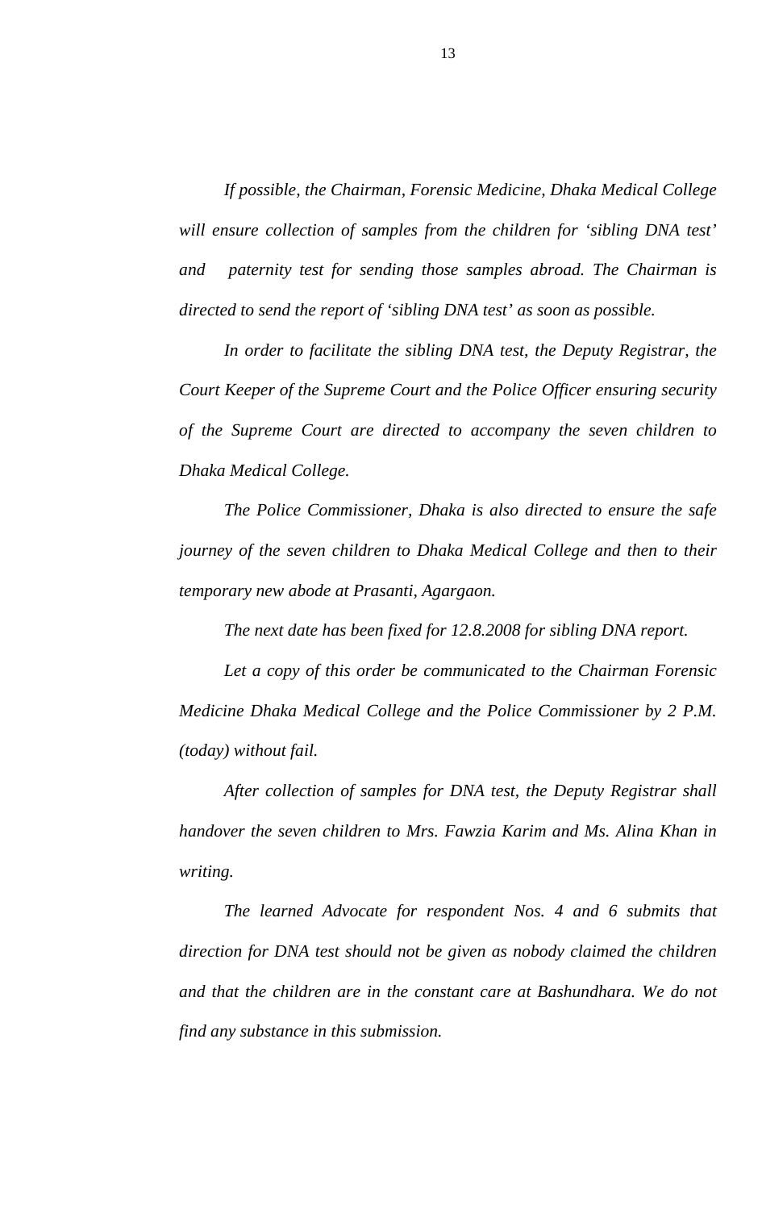*If possible, the Chairman, Forensic Medicine, Dhaka Medical College will ensure collection of samples from the children for 'sibling DNA test' and paternity test for sending those samples abroad. The Chairman is directed to send the report of 'sibling DNA test' as soon as possible.*

*In order to facilitate the sibling DNA test, the Deputy Registrar, the Court Keeper of the Supreme Court and the Police Officer ensuring security of the Supreme Court are directed to accompany the seven children to Dhaka Medical College.*

*The Police Commissioner, Dhaka is also directed to ensure the safe journey of the seven children to Dhaka Medical College and then to their temporary new abode at Prasanti, Agargaon.*

*The next date has been fixed for 12.8.2008 for sibling DNA report.*

*Let a copy of this order be communicated to the Chairman Forensic Medicine Dhaka Medical College and the Police Commissioner by 2 P.M. (today) without fail.*

*After collection of samples for DNA test, the Deputy Registrar shall handover the seven children to Mrs. Fawzia Karim and Ms. Alina Khan in writing.*

*The learned Advocate for respondent Nos. 4 and 6 submits that direction for DNA test should not be given as nobody claimed the children and that the children are in the constant care at Bashundhara. We do not find any substance in this submission.*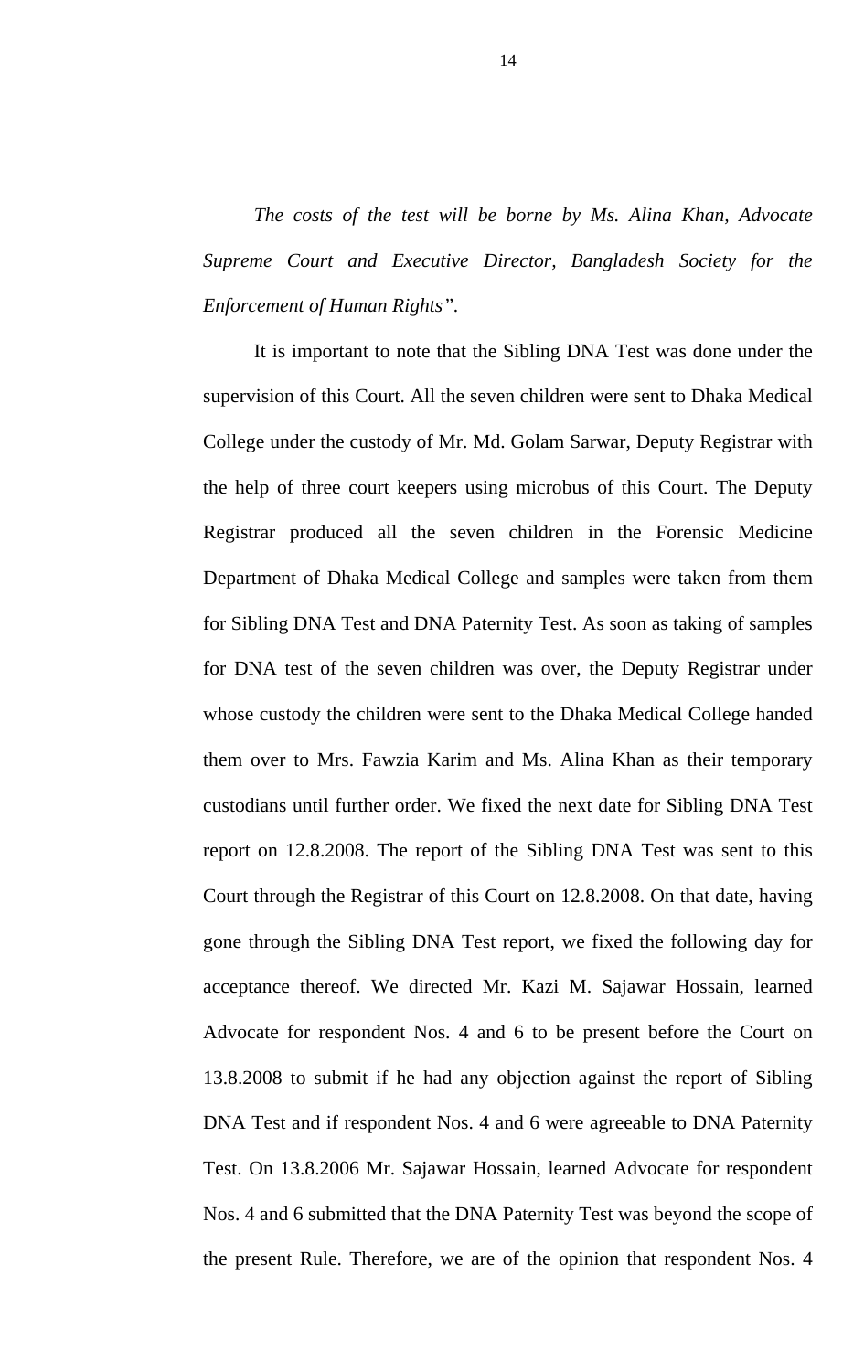*The costs of the test will be borne by Ms. Alina Khan, Advocate Supreme Court and Executive Director, Bangladesh Society for the Enforcement of Human Rights".*

It is important to note that the Sibling DNA Test was done under the supervision of this Court. All the seven children were sent to Dhaka Medical College under the custody of Mr. Md. Golam Sarwar, Deputy Registrar with the help of three court keepers using microbus of this Court. The Deputy Registrar produced all the seven children in the Forensic Medicine Department of Dhaka Medical College and samples were taken from them for Sibling DNA Test and DNA Paternity Test. As soon as taking of samples for DNA test of the seven children was over, the Deputy Registrar under whose custody the children were sent to the Dhaka Medical College handed them over to Mrs. Fawzia Karim and Ms. Alina Khan as their temporary custodians until further order. We fixed the next date for Sibling DNA Test report on 12.8.2008. The report of the Sibling DNA Test was sent to this Court through the Registrar of this Court on 12.8.2008. On that date, having gone through the Sibling DNA Test report, we fixed the following day for acceptance thereof. We directed Mr. Kazi M. Sajawar Hossain, learned Advocate for respondent Nos. 4 and 6 to be present before the Court on 13.8.2008 to submit if he had any objection against the report of Sibling DNA Test and if respondent Nos. 4 and 6 were agreeable to DNA Paternity Test. On 13.8.2006 Mr. Sajawar Hossain, learned Advocate for respondent Nos. 4 and 6 submitted that the DNA Paternity Test was beyond the scope of the present Rule. Therefore, we are of the opinion that respondent Nos. 4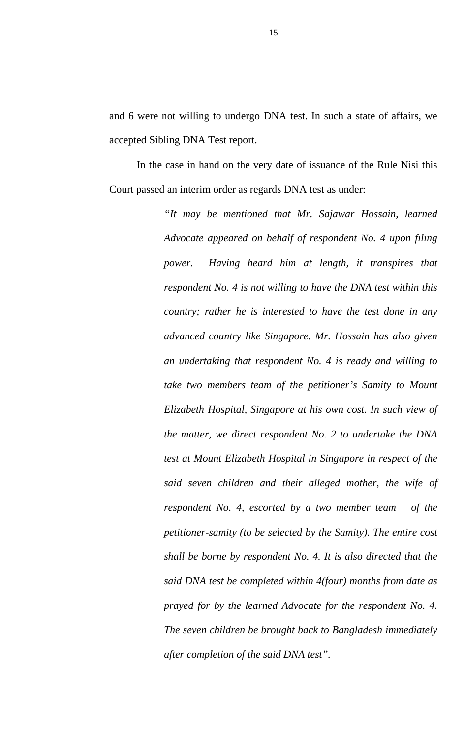and 6 were not willing to undergo DNA test. In such a state of affairs, we accepted Sibling DNA Test report.

In the case in hand on the very date of issuance of the Rule Nisi this Court passed an interim order as regards DNA test as under:

> *"It may be mentioned that Mr. Sajawar Hossain, learned Advocate appeared on behalf of respondent No. 4 upon filing power. Having heard him at length, it transpires that respondent No. 4 is not willing to have the DNA test within this country; rather he is interested to have the test done in any advanced country like Singapore. Mr. Hossain has also given an undertaking that respondent No. 4 is ready and willing to take two members team of the petitioner's Samity to Mount Elizabeth Hospital, Singapore at his own cost. In such view of the matter, we direct respondent No. 2 to undertake the DNA test at Mount Elizabeth Hospital in Singapore in respect of the said seven children and their alleged mother, the wife of respondent No. 4, escorted by a two member team of the petitioner-samity (to be selected by the Samity). The entire cost shall be borne by respondent No. 4. It is also directed that the said DNA test be completed within 4(four) months from date as prayed for by the learned Advocate for the respondent No. 4. The seven children be brought back to Bangladesh immediately after completion of the said DNA test".*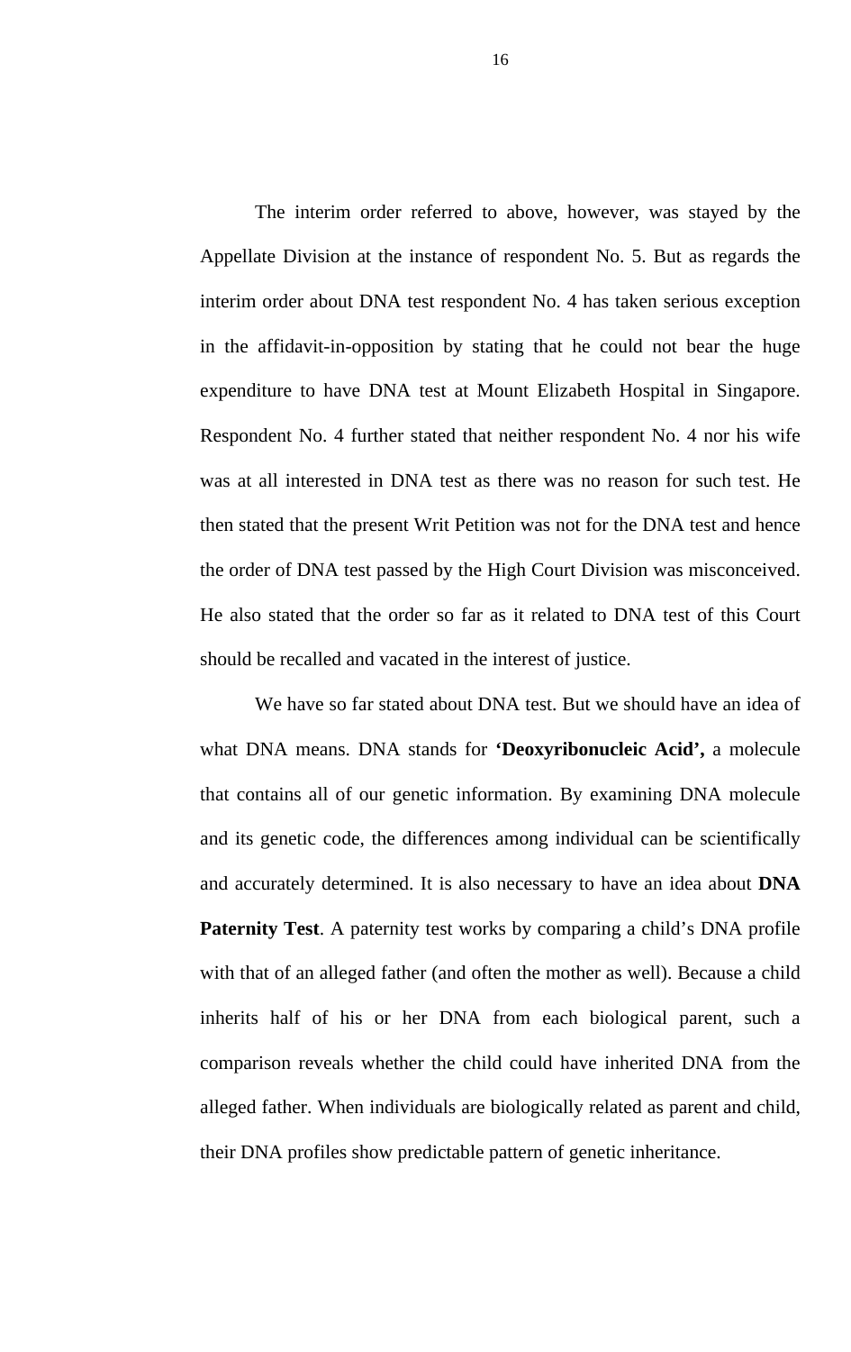The interim order referred to above, however, was stayed by the Appellate Division at the instance of respondent No. 5. But as regards the interim order about DNA test respondent No. 4 has taken serious exception in the affidavit-in-opposition by stating that he could not bear the huge expenditure to have DNA test at Mount Elizabeth Hospital in Singapore. Respondent No. 4 further stated that neither respondent No. 4 nor his wife was at all interested in DNA test as there was no reason for such test. He then stated that the present Writ Petition was not for the DNA test and hence the order of DNA test passed by the High Court Division was misconceived. He also stated that the order so far as it related to DNA test of this Court should be recalled and vacated in the interest of justice.

We have so far stated about DNA test. But we should have an idea of what DNA means. DNA stands for **'Deoxyribonucleic Acid',** a molecule that contains all of our genetic information. By examining DNA molecule and its genetic code, the differences among individual can be scientifically and accurately determined. It is also necessary to have an idea about **DNA Paternity Test**. A paternity test works by comparing a child's DNA profile with that of an alleged father (and often the mother as well). Because a child inherits half of his or her DNA from each biological parent, such a comparison reveals whether the child could have inherited DNA from the alleged father. When individuals are biologically related as parent and child, their DNA profiles show predictable pattern of genetic inheritance.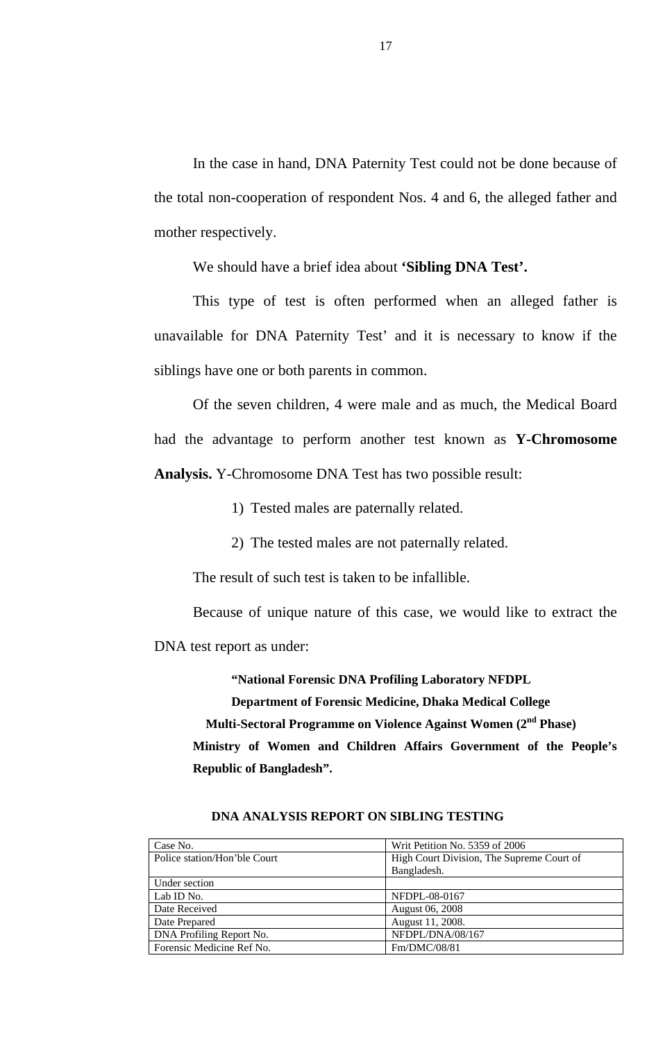In the case in hand, DNA Paternity Test could not be done because of the total non-cooperation of respondent Nos. 4 and 6, the alleged father and mother respectively.

We should have a brief idea about **'Sibling DNA Test'.**

This type of test is often performed when an alleged father is unavailable for DNA Paternity Test' and it is necessary to know if the siblings have one or both parents in common.

Of the seven children, 4 were male and as much, the Medical Board had the advantage to perform another test known as **Y-Chromosome Analysis.** Y-Chromosome DNA Test has two possible result:

1) Tested males are paternally related.
2) The tested males are not paternally related.

The result of such test is taken to be infallible.

Because of unique nature of this case, we would like to extract the DNA test report as under:

**"National Forensic DNA Profiling Laboratory NFDPL**
**Department of Forensic Medicine, Dhaka Medical College**
**Multi-Sectoral Programme on Violence Against Women (2nd Phase)**
**Ministry of Women and Children Affairs Government of the People's Republic of Bangladesh".**

**DNA ANALYSIS REPORT ON SIBLING TESTING**

| | |
|---|---|
| Case No. | Writ Petition No. 5359 of 2006 |
| Police station/Hon'ble Court | High Court Division, The Supreme Court of Bangladesh. |
| Under section | |
| Lab ID No. | NFDPL-08-0167 |
| Date Received | August 06, 2008 |
| Date Prepared | August 11, 2008. |
| DNA Profiling Report No. | NFDPL/DNA/08/167 |
| Forensic Medicine Ref No. | Fm/DMC/08/81 |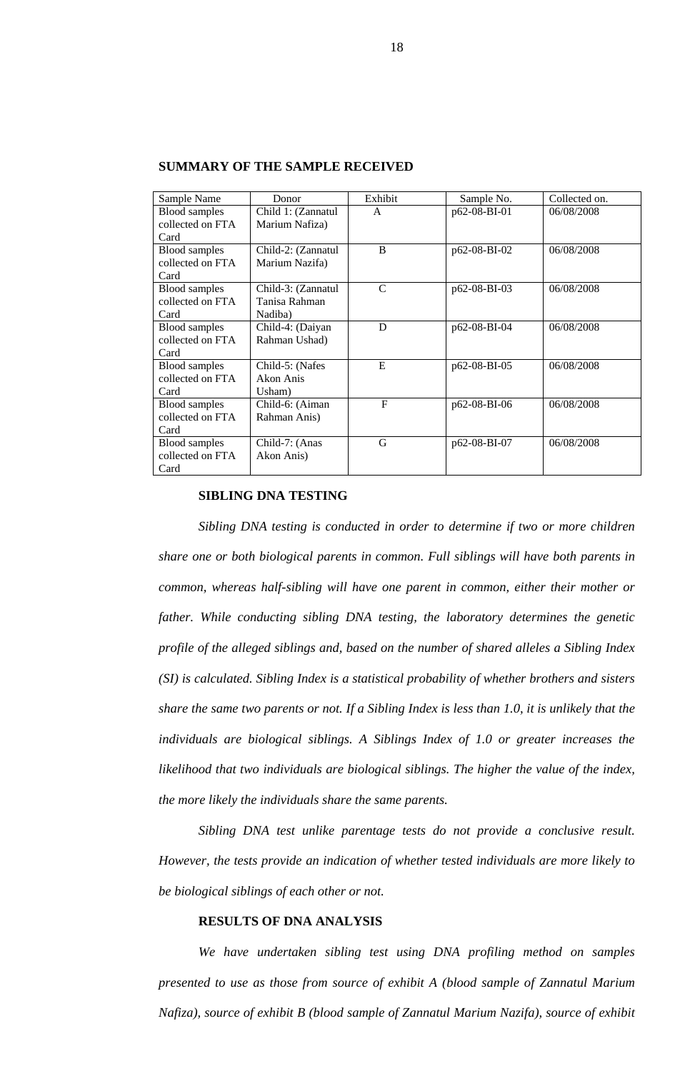**SUMMARY OF THE SAMPLE RECEIVED**

| Sample Name | Donor | Exhibit | Sample No. | Collected on. |
|---|---|---|---|---|
| Blood samples collected on FTA Card | Child 1: (Zannatul Marium Nafiza) | A | p62-08-BI-01 | 06/08/2008 |
| Blood samples collected on FTA Card | Child-2: (Zannatul Marium Nazifa) | B | p62-08-BI-02 | 06/08/2008 |
| Blood samples collected on FTA Card | Child-3: (Zannatul Tanisa Rahman Nadiba) | C | p62-08-BI-03 | 06/08/2008 |
| Blood samples collected on FTA Card | Child-4: (Daiyan Rahman Ushad) | D | p62-08-BI-04 | 06/08/2008 |
| Blood samples collected on FTA Card | Child-5: (Nafes Akon Anis Usham) | E | p62-08-BI-05 | 06/08/2008 |
| Blood samples collected on FTA Card | Child-6: (Aiman Rahman Anis) | F | p62-08-BI-06 | 06/08/2008 |
| Blood samples collected on FTA Card | Child-7: (Anas Akon Anis) | G | p62-08-BI-07 | 06/08/2008 |

**SIBLING DNA TESTING**

*Sibling DNA testing is conducted in order to determine if two or more children share one or both biological parents in common. Full siblings will have both parents in common, whereas half-sibling will have one parent in common, either their mother or father. While conducting sibling DNA testing, the laboratory determines the genetic profile of the alleged siblings and, based on the number of shared alleles a Sibling Index (SI) is calculated. Sibling Index is a statistical probability of whether brothers and sisters share the same two parents or not. If a Sibling Index is less than 1.0, it is unlikely that the individuals are biological siblings. A Siblings Index of 1.0 or greater increases the likelihood that two individuals are biological siblings. The higher the value of the index, the more likely the individuals share the same parents.*

*Sibling DNA test unlike parentage tests do not provide a conclusive result. However, the tests provide an indication of whether tested individuals are more likely to be biological siblings of each other or not.*

**RESULTS OF DNA ANALYSIS**

*We have undertaken sibling test using DNA profiling method on samples presented to use as those from source of exhibit A (blood sample of Zannatul Marium Nafiza), source of exhibit B (blood sample of Zannatul Marium Nazifa), source of exhibit*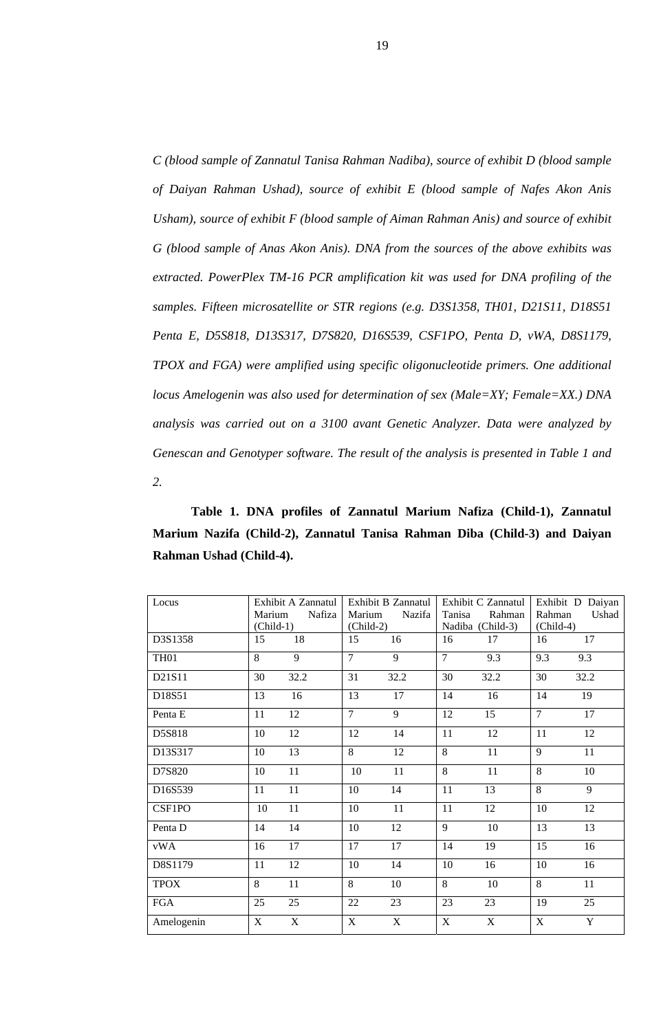*C (blood sample of Zannatul Tanisa Rahman Nadiba), source of exhibit D (blood sample of Daiyan Rahman Ushad), source of exhibit E (blood sample of Nafes Akon Anis Usham), source of exhibit F (blood sample of Aiman Rahman Anis) and source of exhibit G (blood sample of Anas Akon Anis). DNA from the sources of the above exhibits was extracted. PowerPlex TM-16 PCR amplification kit was used for DNA profiling of the samples. Fifteen microsatellite or STR regions (e.g. D3S1358, TH01, D21S11, D18S51 Penta E, D5S818, D13S317, D7S820, D16S539, CSF1PO, Penta D, vWA, D8S1179, TPOX and FGA) were amplified using specific oligonucleotide primers. One additional locus Amelogenin was also used for determination of sex (Male=XY; Female=XX.) DNA analysis was carried out on a 3100 avant Genetic Analyzer. Data were analyzed by Genescan and Genotyper software. The result of the analysis is presented in Table 1 and 2.*

**Table 1. DNA profiles of Zannatul Marium Nafiza (Child-1), Zannatul Marium Nazifa (Child-2), Zannatul Tanisa Rahman Diba (Child-3) and Daiyan Rahman Ushad (Child-4).**

| Locus | Exhibit A Zannatul Marium Nafiza (Child-1) | Exhibit B Zannatul Marium Nazifa (Child-2) | Exhibit C Zannatul Tanisa Rahman Nadiba (Child-3) | Exhibit D Daiyan Rahman Ushad (Child-4) |
|---|---|---|---|---|
| D3S1358 | 15 18 | 15 16 | 16 17 | 16 17 |
| TH01 | 8 9 | 7 9 | 7 9.3 | 9.3 9.3 |
| D21S11 | 30 32.2 | 31 32.2 | 30 32.2 | 30 32.2 |
| D18S51 | 13 16 | 13 17 | 14 16 | 14 19 |
| Penta E | 11 12 | 7 9 | 12 15 | 7 17 |
| D5S818 | 10 12 | 12 14 | 11 12 | 11 12 |
| D13S317 | 10 13 | 8 12 | 8 11 | 9 11 |
| D7S820 | 10 11 | 10 11 | 8 11 | 8 10 |
| D16S539 | 11 11 | 10 14 | 11 13 | 8 9 |
| CSF1PO | 10 11 | 10 11 | 11 12 | 10 12 |
| Penta D | 14 14 | 10 12 | 9 10 | 13 13 |
| vWA | 16 17 | 17 17 | 14 19 | 15 16 |
| D8S1179 | 11 12 | 10 14 | 10 16 | 10 16 |
| TPOX | 8 11 | 8 10 | 8 10 | 8 11 |
| FGA | 25 25 | 22 23 | 23 23 | 19 25 |
| Amelogenin | X X | X X | X X | X Y |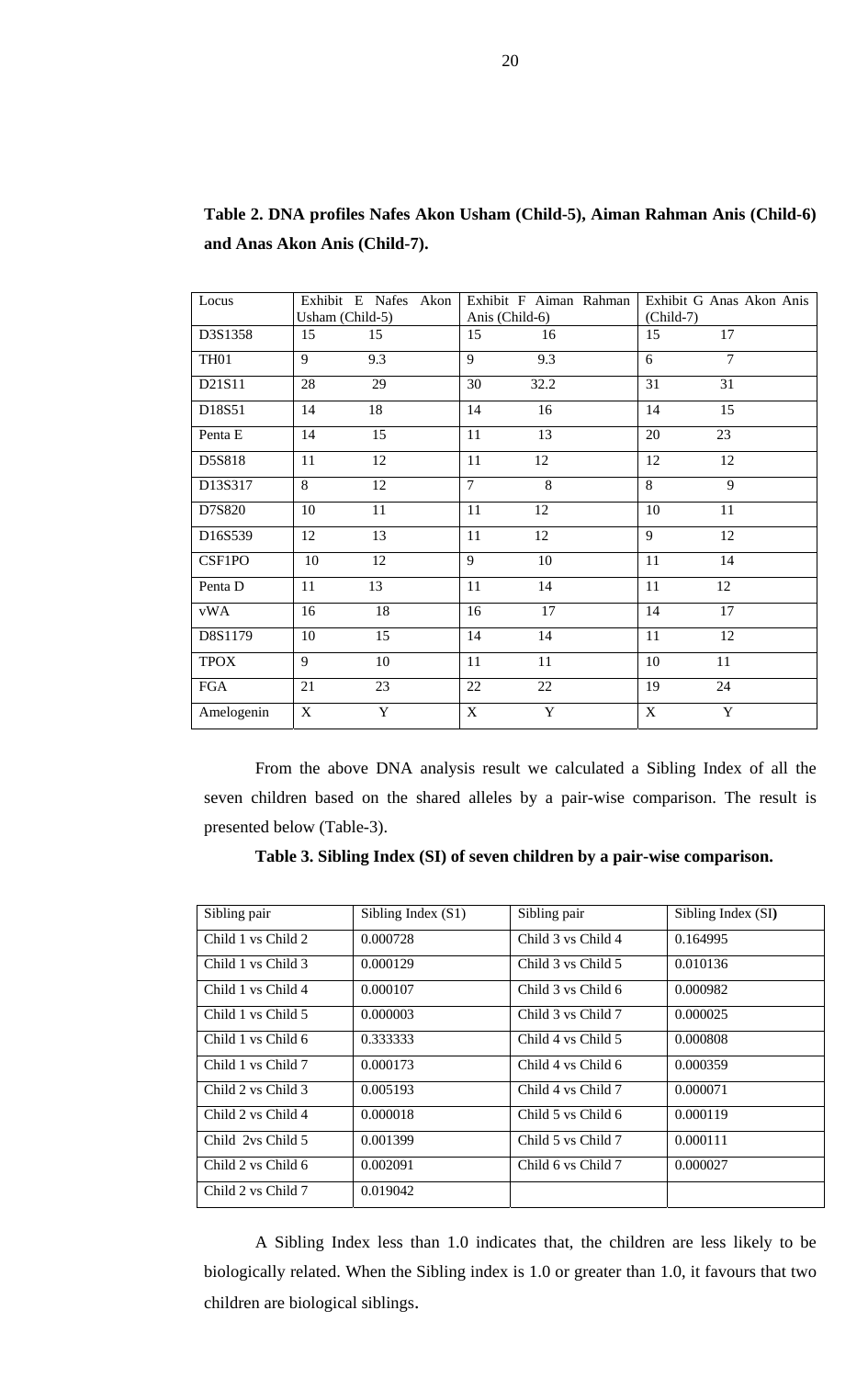**Table 2. DNA profiles Nafes Akon Usham (Child-5), Aiman Rahman Anis (Child-6) and Anas Akon Anis (Child-7).**

| Locus | Exhibit E Nafes Akon Usham (Child-5) | Exhibit F Aiman Rahman Anis (Child-6) | Exhibit G Anas Akon Anis (Child-7) |
|---|---|---|---|
| D3S1358 | 15 15 | 15 16 | 15 17 |
| TH01 | 9 9.3 | 9 9.3 | 6 7 |
| D21S11 | 28 29 | 30 32.2 | 31 31 |
| D18S51 | 14 18 | 14 16 | 14 15 |
| Penta E | 14 15 | 11 13 | 20 23 |
| D5S818 | 11 12 | 11 12 | 12 12 |
| D13S317 | 8 12 | 7 8 | 8 9 |
| D7S820 | 10 11 | 11 12 | 10 11 |
| D16S539 | 12 13 | 11 12 | 9 12 |
| CSF1PO | 10 12 | 9 10 | 11 14 |
| Penta D | 11 13 | 11 14 | 11 12 |
| vWA | 16 18 | 16 17 | 14 17 |
| D8S1179 | 10 15 | 14 14 | 11 12 |
| TPOX | 9 10 | 11 11 | 10 11 |
| FGA | 21 23 | 22 22 | 19 24 |
| Amelogenin | X Y | X Y | X Y |

From the above DNA analysis result we calculated a Sibling Index of all the seven children based on the shared alleles by a pair-wise comparison. The result is presented below (Table-3).

**Table 3. Sibling Index (SI) of seven children by a pair-wise comparison.**

| Sibling pair | Sibling Index (S1) | Sibling pair | Sibling Index (SI) |
|---|---|---|---|
| Child 1 vs Child 2 | 0.000728 | Child 3 vs Child 4 | 0.164995 |
| Child 1 vs Child 3 | 0.000129 | Child 3 vs Child 5 | 0.010136 |
| Child 1 vs Child 4 | 0.000107 | Child 3 vs Child 6 | 0.000982 |
| Child 1 vs Child 5 | 0.000003 | Child 3 vs Child 7 | 0.000025 |
| Child 1 vs Child 6 | 0.333333 | Child 4 vs Child 5 | 0.000808 |
| Child 1 vs Child 7 | 0.000173 | Child 4 vs Child 6 | 0.000359 |
| Child 2 vs Child 3 | 0.005193 | Child 4 vs Child 7 | 0.000071 |
| Child 2 vs Child 4 | 0.000018 | Child 5 vs Child 6 | 0.000119 |
| Child 2vs Child 5 | 0.001399 | Child 5 vs Child 7 | 0.000111 |
| Child 2 vs Child 6 | 0.002091 | Child 6 vs Child 7 | 0.000027 |
| Child 2 vs Child 7 | 0.019042 | | |

A Sibling Index less than 1.0 indicates that, the children are less likely to be biologically related. When the Sibling index is 1.0 or greater than 1.0, it favours that two children are biological siblings.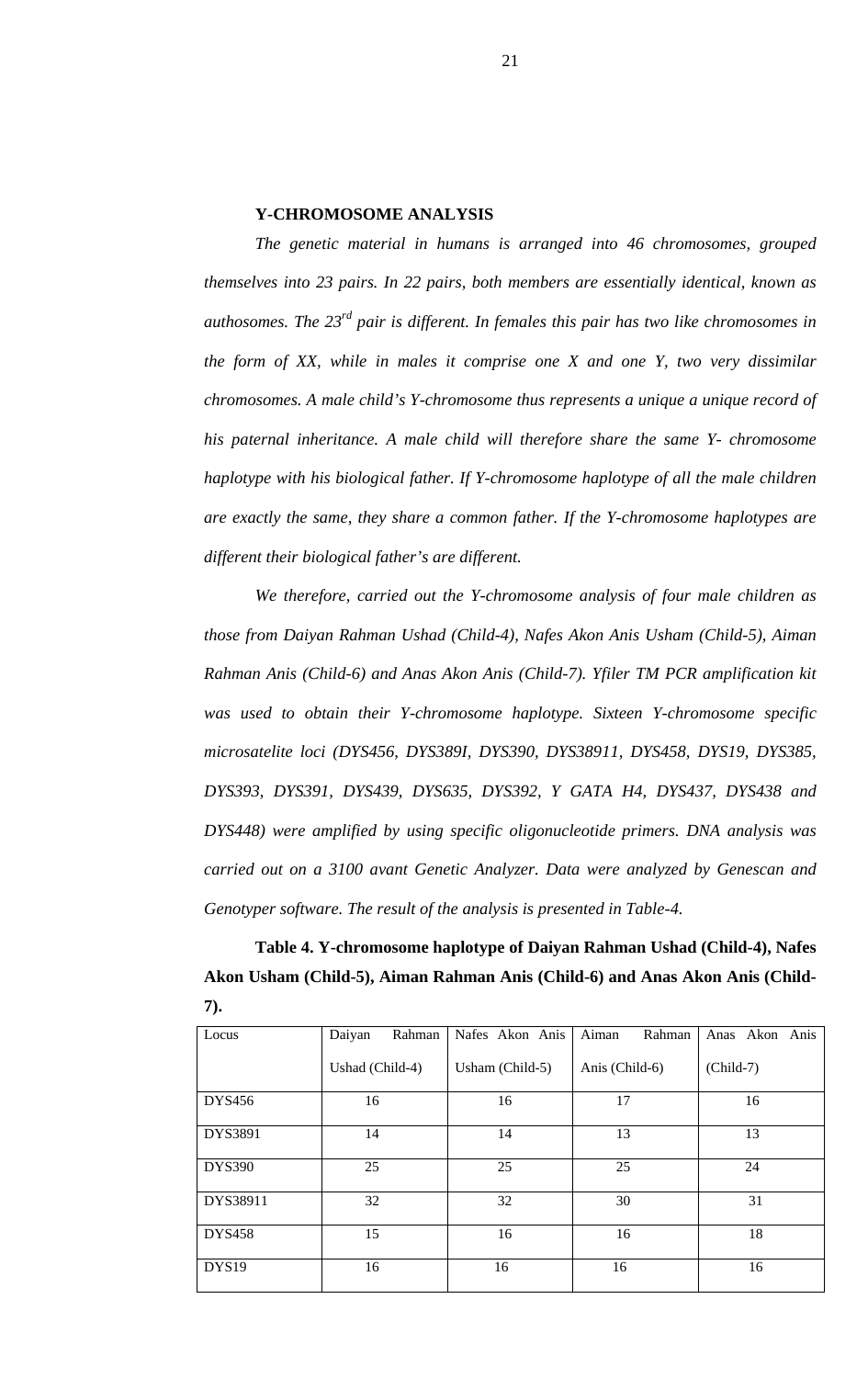**Y-CHROMOSOME ANALYSIS**

*The genetic material in humans is arranged into 46 chromosomes, grouped themselves into 23 pairs. In 22 pairs, both members are essentially identical, known as authosomes. The 23$^{rd}$ pair is different. In females this pair has two like chromosomes in the form of XX, while in males it comprise one X and one Y, two very dissimilar chromosomes. A male child's Y-chromosome thus represents a unique a unique record of his paternal inheritance. A male child will therefore share the same Y- chromosome haplotype with his biological father. If Y-chromosome haplotype of all the male children are exactly the same, they share a common father. If the Y-chromosome haplotypes are different their biological father's are different.*

*We therefore, carried out the Y-chromosome analysis of four male children as those from Daiyan Rahman Ushad (Child-4), Nafes Akon Anis Usham (Child-5), Aiman Rahman Anis (Child-6) and Anas Akon Anis (Child-7). Yfiler TM PCR amplification kit was used to obtain their Y-chromosome haplotype. Sixteen Y-chromosome specific microsatelite loci (DYS456, DYS389I, DYS390, DYS38911, DYS458, DYS19, DYS385, DYS393, DYS391, DYS439, DYS635, DYS392, Y GATA H4, DYS437, DYS438 and DYS448) were amplified by using specific oligonucleotide primers. DNA analysis was carried out on a 3100 avant Genetic Analyzer. Data were analyzed by Genescan and Genotyper software. The result of the analysis is presented in Table-4.*

**Table 4. Y-chromosome haplotype of Daiyan Rahman Ushad (Child-4), Nafes Akon Usham (Child-5), Aiman Rahman Anis (Child-6) and Anas Akon Anis (Child-7).**

| Locus | Daiyan Rahman Ushad (Child-4) | Nafes Akon Anis Usham (Child-5) | Aiman Rahman Anis (Child-6) | Anas Akon Anis (Child-7) |
|---|---|---|---|---|
| DYS456 | 16 | 16 | 17 | 16 |
| DYS3891 | 14 | 14 | 13 | 13 |
| DYS390 | 25 | 25 | 25 | 24 |
| DYS38911 | 32 | 32 | 30 | 31 |
| DYS458 | 15 | 16 | 16 | 18 |
| DYS19 | 16 | 16 | 16 | 16 |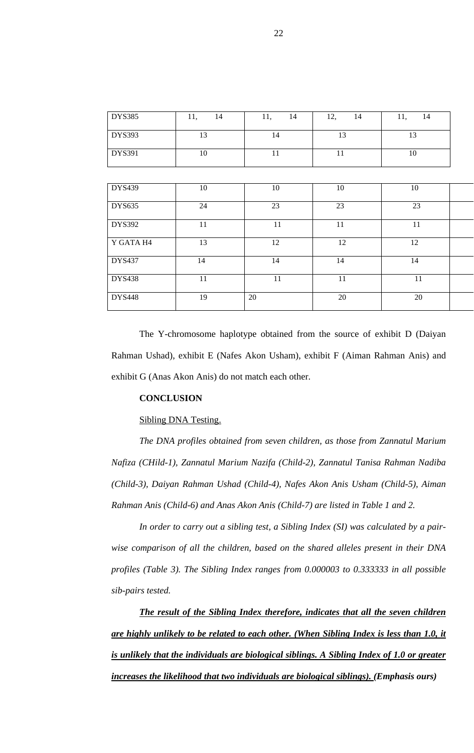| | | | | |
|---|---|---|---|---|
| DYS385 | 11, 14 | 11, 14 | 12, 14 | 11, 14 |
| DYS393 | 13 | 14 | 13 | 13 |
| DYS391 | 10 | 11 | 11 | 10 |

| | | | | | |
|---|---|---|---|---|---|
| DYS439 | 10 | 10 | 10 | 10 | |
| DYS635 | 24 | 23 | 23 | 23 | |
| DYS392 | 11 | 11 | 11 | 11 | |
| Y GATA H4 | 13 | 12 | 12 | 12 | |
| DYS437 | 14 | 14 | 14 | 14 | |
| DYS438 | 11 | 11 | 11 | 11 | |
| DYS448 | 19 | 20 | 20 | 20 | |

The Y-chromosome haplotype obtained from the source of exhibit D (Daiyan Rahman Ushad), exhibit E (Nafes Akon Usham), exhibit F (Aiman Rahman Anis) and exhibit G (Anas Akon Anis) do not match each other.

**CONCLUSION**

Sibling DNA Testing.

*The DNA profiles obtained from seven children, as those from Zannatul Marium Nafiza (CHild-1), Zannatul Marium Nazifa (Child-2), Zannatul Tanisa Rahman Nadiba (Child-3), Daiyan Rahman Ushad (Child-4), Nafes Akon Anis Usham (Child-5), Aiman Rahman Anis (Child-6) and Anas Akon Anis (Child-7) are listed in Table 1 and 2.*

*In order to carry out a sibling test, a Sibling Index (SI) was calculated by a pair-wise comparison of all the children, based on the shared alleles present in their DNA profiles (Table 3). The Sibling Index ranges from 0.000003 to 0.333333 in all possible sib-pairs tested.*

***The result of the Sibling Index therefore, indicates that all the seven children are highly unlikely to be related to each other. (When Sibling Index is less than 1.0, it is unlikely that the individuals are biological siblings. A Sibling Index of 1.0 or greater increases the likelihood that two individuals are biological siblings). (Emphasis ours)***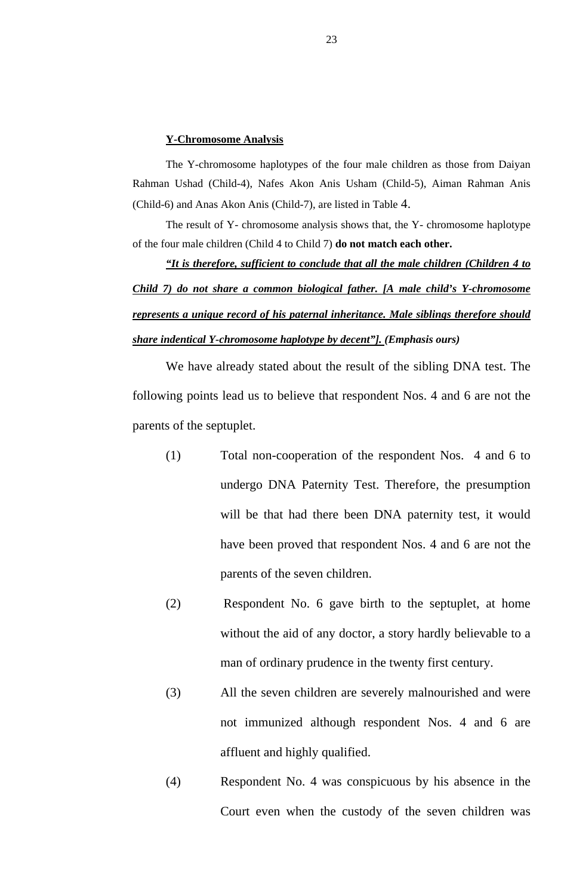**Y-Chromosome Analysis**

The Y-chromosome haplotypes of the four male children as those from Daiyan Rahman Ushad (Child-4), Nafes Akon Anis Usham (Child-5), Aiman Rahman Anis (Child-6) and Anas Akon Anis (Child-7), are listed in Table 4.

The result of Y- chromosome analysis shows that, the Y- chromosome haplotype of the four male children (Child 4 to Child 7) **do not match each other.**

***"It is therefore, sufficient to conclude that all the male children (Children 4 to Child 7) do not share a common biological father. [A male child's Y-chromosome represents a unique record of his paternal inheritance. Male siblings therefore should share indentical Y-chromosome haplotype by decent"].*** ***(Emphasis ours)***

We have already stated about the result of the sibling DNA test. The following points lead us to believe that respondent Nos. 4 and 6 are not the parents of the septuplet.

(1) Total non-cooperation of the respondent Nos. 4 and 6 to undergo DNA Paternity Test. Therefore, the presumption will be that had there been DNA paternity test, it would have been proved that respondent Nos. 4 and 6 are not the parents of the seven children.

(2) Respondent No. 6 gave birth to the septuplet, at home without the aid of any doctor, a story hardly believable to a man of ordinary prudence in the twenty first century.

(3) All the seven children are severely malnourished and were not immunized although respondent Nos. 4 and 6 are affluent and highly qualified.

(4) Respondent No. 4 was conspicuous by his absence in the Court even when the custody of the seven children was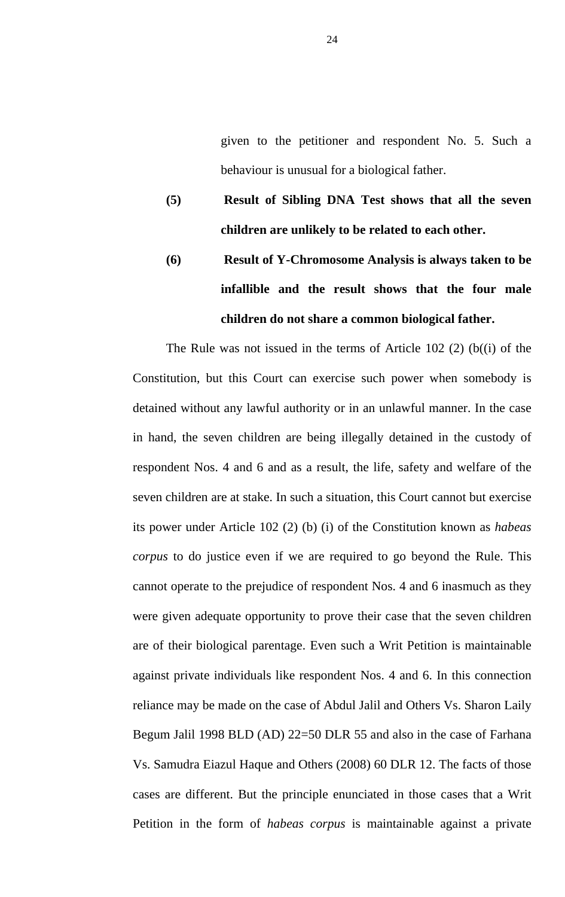given to the petitioner and respondent No. 5. Such a behaviour is unusual for a biological father.

**(5)** **Result of Sibling DNA Test shows that all the seven children are unlikely to be related to each other.**

**(6)** **Result of Y-Chromosome Analysis is always taken to be infallible and the result shows that the four male children do not share a common biological father.**

The Rule was not issued in the terms of Article 102 (2) (b((i) of the Constitution, but this Court can exercise such power when somebody is detained without any lawful authority or in an unlawful manner. In the case in hand, the seven children are being illegally detained in the custody of respondent Nos. 4 and 6 and as a result, the life, safety and welfare of the seven children are at stake. In such a situation, this Court cannot but exercise its power under Article 102 (2) (b) (i) of the Constitution known as *habeas corpus* to do justice even if we are required to go beyond the Rule. This cannot operate to the prejudice of respondent Nos. 4 and 6 inasmuch as they were given adequate opportunity to prove their case that the seven children are of their biological parentage. Even such a Writ Petition is maintainable against private individuals like respondent Nos. 4 and 6. In this connection reliance may be made on the case of Abdul Jalil and Others Vs. Sharon Laily Begum Jalil 1998 BLD (AD) 22=50 DLR 55 and also in the case of Farhana Vs. Samudra Eiazul Haque and Others (2008) 60 DLR 12. The facts of those cases are different. But the principle enunciated in those cases that a Writ Petition in the form of *habeas corpus* is maintainable against a private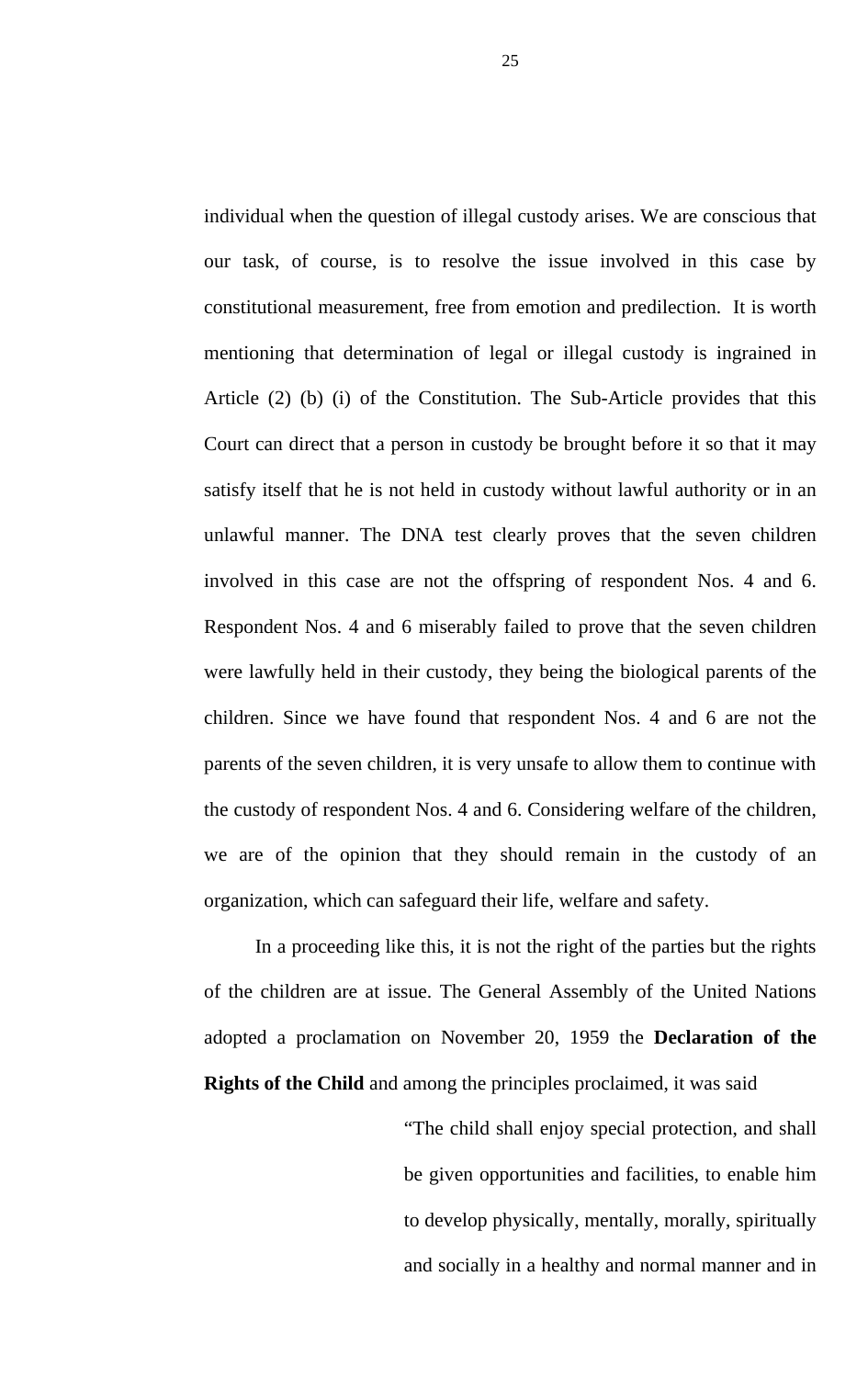individual when the question of illegal custody arises. We are conscious that our task, of course, is to resolve the issue involved in this case by constitutional measurement, free from emotion and predilection. It is worth mentioning that determination of legal or illegal custody is ingrained in Article (2) (b) (i) of the Constitution. The Sub-Article provides that this Court can direct that a person in custody be brought before it so that it may satisfy itself that he is not held in custody without lawful authority or in an unlawful manner. The DNA test clearly proves that the seven children involved in this case are not the offspring of respondent Nos. 4 and 6. Respondent Nos. 4 and 6 miserably failed to prove that the seven children were lawfully held in their custody, they being the biological parents of the children. Since we have found that respondent Nos. 4 and 6 are not the parents of the seven children, it is very unsafe to allow them to continue with the custody of respondent Nos. 4 and 6. Considering welfare of the children, we are of the opinion that they should remain in the custody of an organization, which can safeguard their life, welfare and safety.

In a proceeding like this, it is not the right of the parties but the rights of the children are at issue. The General Assembly of the United Nations adopted a proclamation on November 20, 1959 the **Declaration of the Rights of the Child** and among the principles proclaimed, it was said

> "The child shall enjoy special protection, and shall be given opportunities and facilities, to enable him to develop physically, mentally, morally, spiritually and socially in a healthy and normal manner and in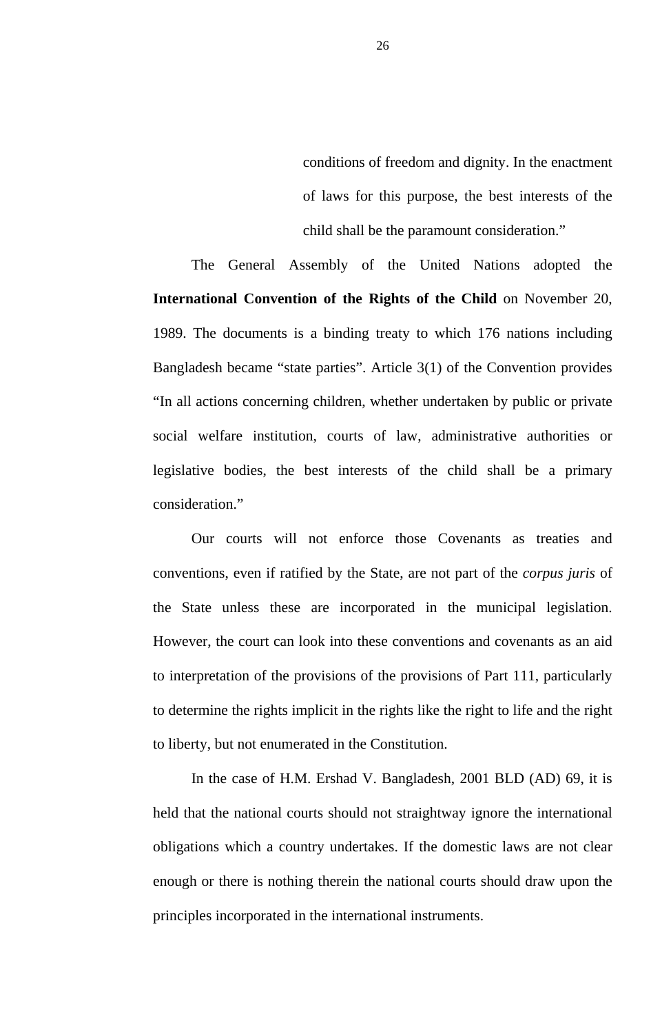> conditions of freedom and dignity. In the enactment of laws for this purpose, the best interests of the child shall be the paramount consideration."

The General Assembly of the United Nations adopted the **International Convention of the Rights of the Child** on November 20, 1989. The documents is a binding treaty to which 176 nations including Bangladesh became "state parties". Article 3(1) of the Convention provides "In all actions concerning children, whether undertaken by public or private social welfare institution, courts of law, administrative authorities or legislative bodies, the best interests of the child shall be a primary consideration."

Our courts will not enforce those Covenants as treaties and conventions, even if ratified by the State, are not part of the *corpus juris* of the State unless these are incorporated in the municipal legislation. However, the court can look into these conventions and covenants as an aid to interpretation of the provisions of the provisions of Part 111, particularly to determine the rights implicit in the rights like the right to life and the right to liberty, but not enumerated in the Constitution.

In the case of H.M. Ershad V. Bangladesh, 2001 BLD (AD) 69, it is held that the national courts should not straightway ignore the international obligations which a country undertakes. If the domestic laws are not clear enough or there is nothing therein the national courts should draw upon the principles incorporated in the international instruments.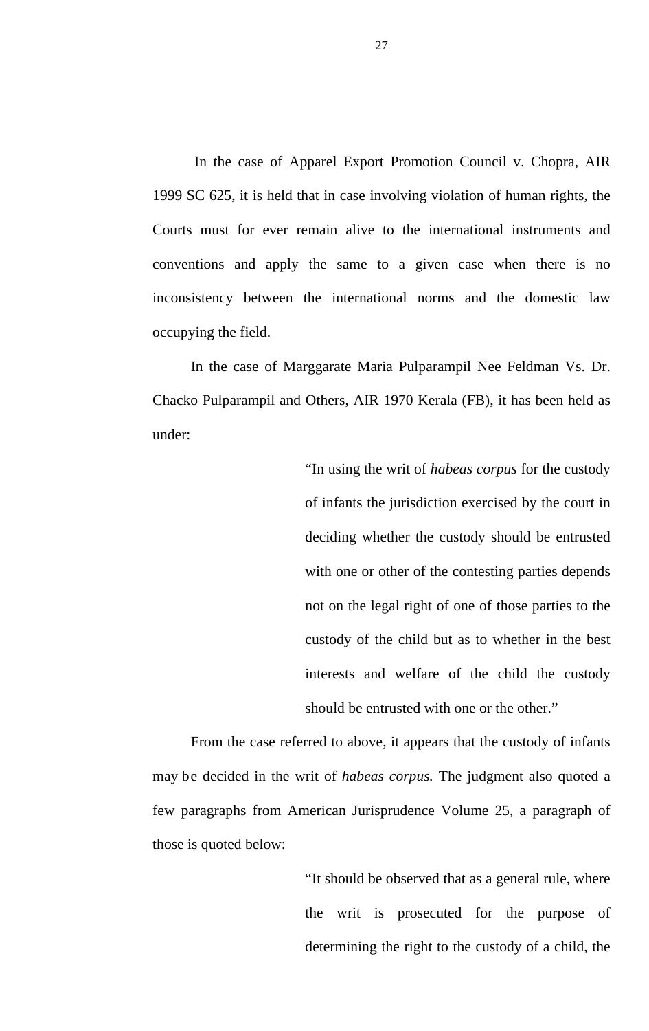In the case of Apparel Export Promotion Council v. Chopra, AIR 1999 SC 625, it is held that in case involving violation of human rights, the Courts must for ever remain alive to the international instruments and conventions and apply the same to a given case when there is no inconsistency between the international norms and the domestic law occupying the field.

In the case of Marggarate Maria Pulparampil Nee Feldman Vs. Dr. Chacko Pulparampil and Others, AIR 1970 Kerala (FB), it has been held as under:

> "In using the writ of *habeas corpus* for the custody of infants the jurisdiction exercised by the court in deciding whether the custody should be entrusted with one or other of the contesting parties depends not on the legal right of one of those parties to the custody of the child but as to whether in the best interests and welfare of the child the custody should be entrusted with one or the other."

From the case referred to above, it appears that the custody of infants may be decided in the writ of *habeas corpus.* The judgment also quoted a few paragraphs from American Jurisprudence Volume 25, a paragraph of those is quoted below:

> "It should be observed that as a general rule, where the writ is prosecuted for the purpose of determining the right to the custody of a child, the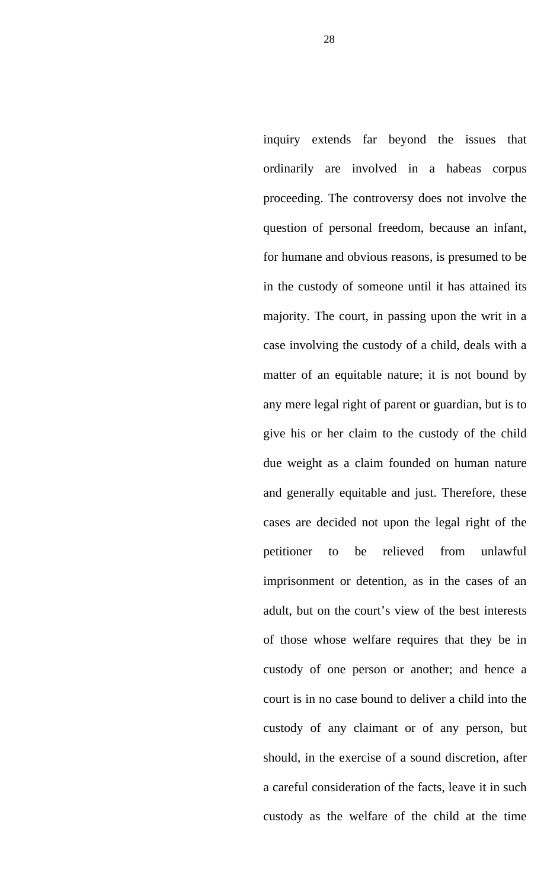inquiry extends far beyond the issues that ordinarily are involved in a habeas corpus proceeding. The controversy does not involve the question of personal freedom, because an infant, for humane and obvious reasons, is presumed to be in the custody of someone until it has attained its majority. The court, in passing upon the writ in a case involving the custody of a child, deals with a matter of an equitable nature; it is not bound by any mere legal right of parent or guardian, but is to give his or her claim to the custody of the child due weight as a claim founded on human nature and generally equitable and just. Therefore, these cases are decided not upon the legal right of the petitioner to be relieved from unlawful imprisonment or detention, as in the cases of an adult, but on the court's view of the best interests of those whose welfare requires that they be in custody of one person or another; and hence a court is in no case bound to deliver a child into the custody of any claimant or of any person, but should, in the exercise of a sound discretion, after a careful consideration of the facts, leave it in such custody as the welfare of the child at the time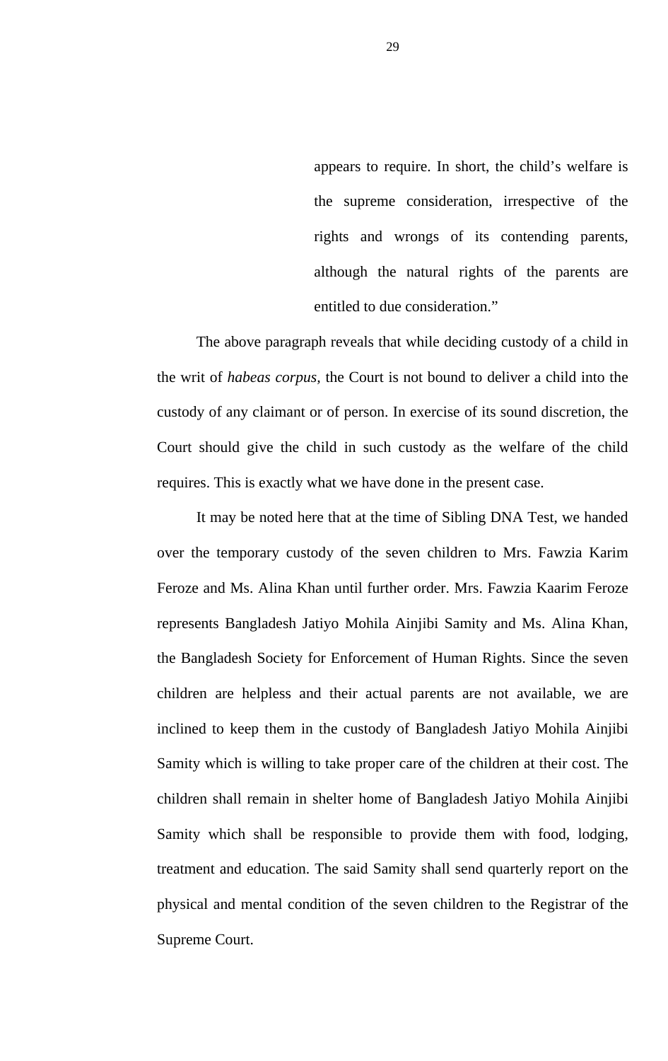> appears to require. In short, the child's welfare is the supreme consideration, irrespective of the rights and wrongs of its contending parents, although the natural rights of the parents are entitled to due consideration."

The above paragraph reveals that while deciding custody of a child in the writ of *habeas corpus*, the Court is not bound to deliver a child into the custody of any claimant or of person. In exercise of its sound discretion, the Court should give the child in such custody as the welfare of the child requires. This is exactly what we have done in the present case.

It may be noted here that at the time of Sibling DNA Test, we handed over the temporary custody of the seven children to Mrs. Fawzia Karim Feroze and Ms. Alina Khan until further order. Mrs. Fawzia Kaarim Feroze represents Bangladesh Jatiyo Mohila Ainjibi Samity and Ms. Alina Khan, the Bangladesh Society for Enforcement of Human Rights. Since the seven children are helpless and their actual parents are not available, we are inclined to keep them in the custody of Bangladesh Jatiyo Mohila Ainjibi Samity which is willing to take proper care of the children at their cost. The children shall remain in shelter home of Bangladesh Jatiyo Mohila Ainjibi Samity which shall be responsible to provide them with food, lodging, treatment and education. The said Samity shall send quarterly report on the physical and mental condition of the seven children to the Registrar of the Supreme Court.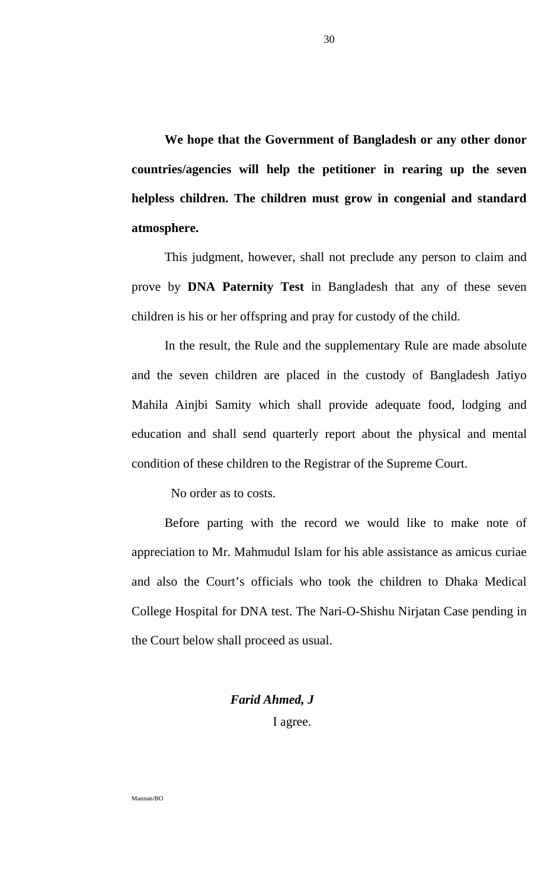**We hope that the Government of Bangladesh or any other donor countries/agencies will help the petitioner in rearing up the seven helpless children. The children must grow in congenial and standard atmosphere.**

This judgment, however, shall not preclude any person to claim and prove by **DNA Paternity Test** in Bangladesh that any of these seven children is his or her offspring and pray for custody of the child.

In the result, the Rule and the supplementary Rule are made absolute and the seven children are placed in the custody of Bangladesh Jatiyo Mahila Ainjbi Samity which shall provide adequate food, lodging and education and shall send quarterly report about the physical and mental condition of these children to the Registrar of the Supreme Court.

No order as to costs.

Before parting with the record we would like to make note of appreciation to Mr. Mahmudul Islam for his able assistance as amicus curiae and also the Court's officials who took the children to Dhaka Medical College Hospital for DNA test. The Nari-O-Shishu Nirjatan Case pending in the Court below shall proceed as usual.

***Farid Ahmed, J***

I agree.

Mannan/BO